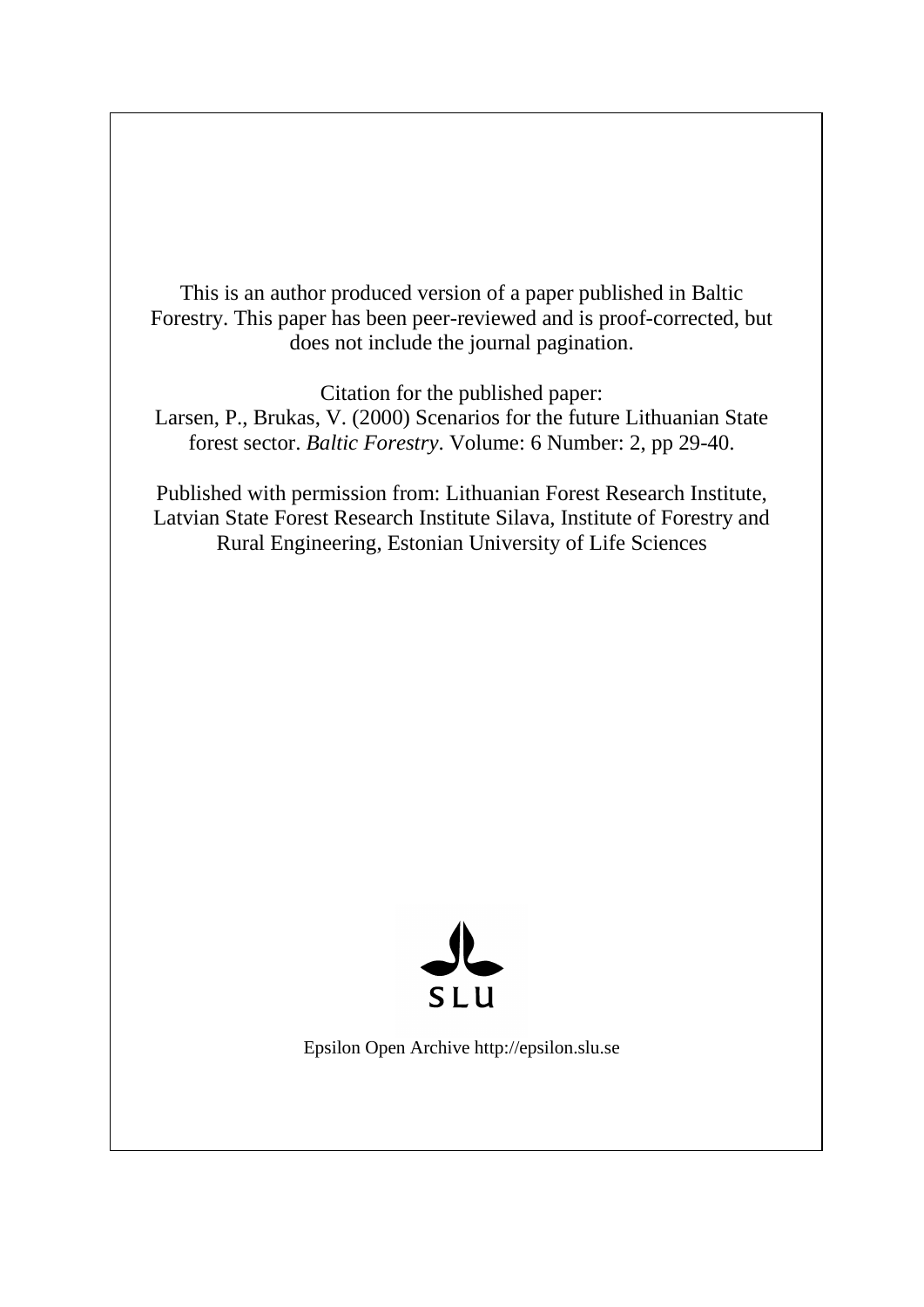This is an author produced version of a paper published in Baltic Forestry. This paper has been peer-reviewed and is proof-corrected, but does not include the journal pagination.

Citation for the published paper:
Larsen, P., Brukas, V. (2000) Scenarios for the future Lithuanian State forest sector. *Baltic Forestry*. Volume: 6 Number: 2, pp 29-40.

Published with permission from: Lithuanian Forest Research Institute, Latvian State Forest Research Institute Silava, Institute of Forestry and Rural Engineering, Estonian University of Life Sciences

SLU

Epsilon Open Archive http://epsilon.slu.se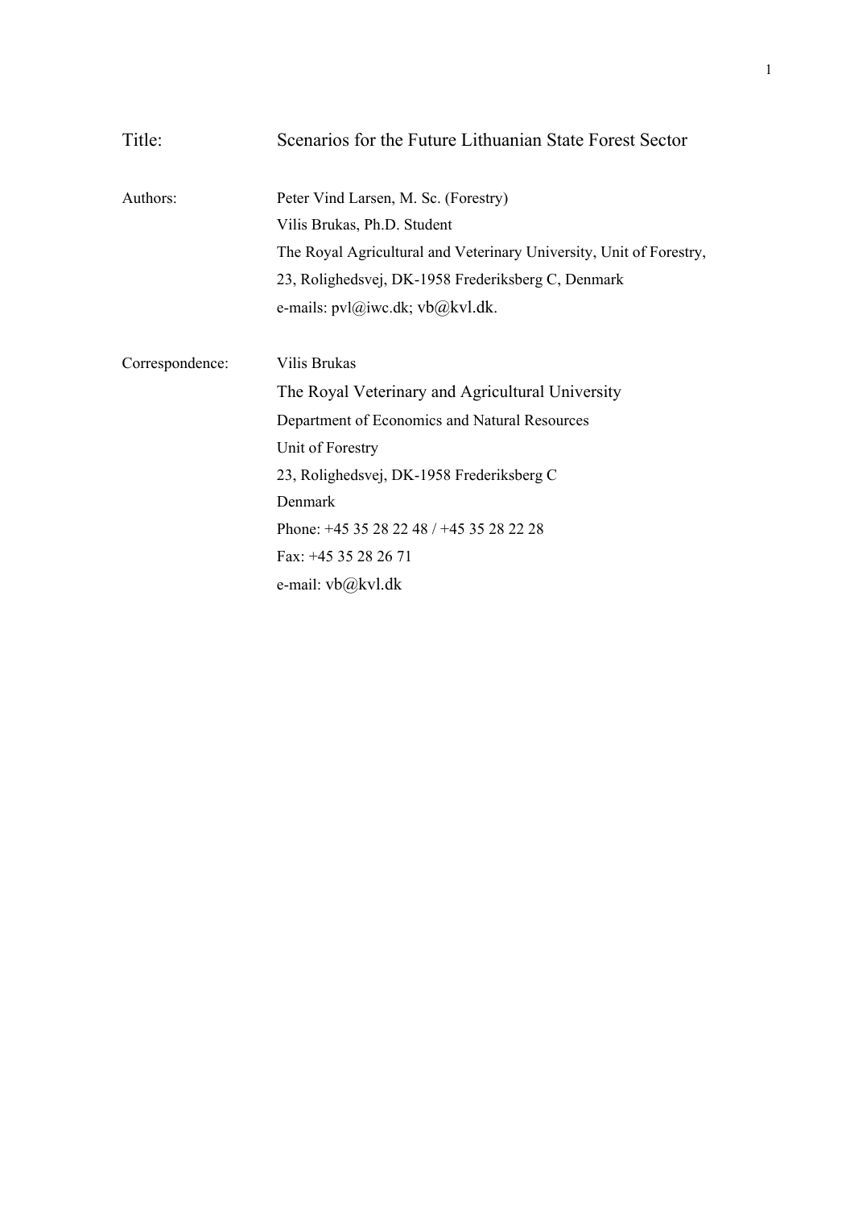Title: Scenarios for the Future Lithuanian State Forest Sector

Authors: Peter Vind Larsen, M. Sc. (Forestry)
Vilis Brukas, Ph.D. Student
The Royal Agricultural and Veterinary University, Unit of Forestry,
23, Rolighedsvej, DK-1958 Frederiksberg C, Denmark
e-mails: pvl@iwc.dk; vb@kvl.dk.

Correspondence: Vilis Brukas
The Royal Veterinary and Agricultural University
Department of Economics and Natural Resources
Unit of Forestry
23, Rolighedsvej, DK-1958 Frederiksberg C
Denmark
Phone: +45 35 28 22 48 / +45 35 28 22 28
Fax: +45 35 28 26 71
e-mail: vb@kvl.dk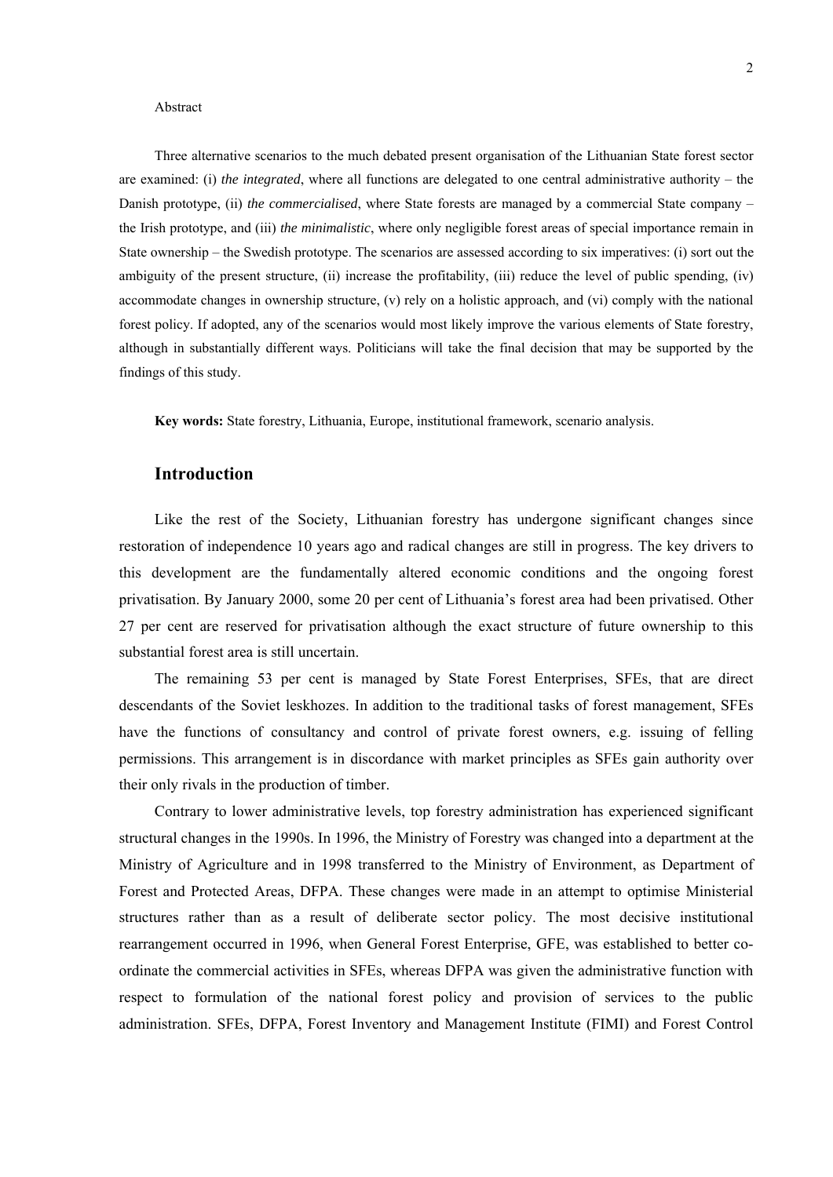Abstract

Three alternative scenarios to the much debated present organisation of the Lithuanian State forest sector are examined: (i) *the integrated*, where all functions are delegated to one central administrative authority – the Danish prototype, (ii) *the commercialised*, where State forests are managed by a commercial State company – the Irish prototype, and (iii) *the minimalistic*, where only negligible forest areas of special importance remain in State ownership – the Swedish prototype. The scenarios are assessed according to six imperatives: (i) sort out the ambiguity of the present structure, (ii) increase the profitability, (iii) reduce the level of public spending, (iv) accommodate changes in ownership structure, (v) rely on a holistic approach, and (vi) comply with the national forest policy. If adopted, any of the scenarios would most likely improve the various elements of State forestry, although in substantially different ways. Politicians will take the final decision that may be supported by the findings of this study.

**Key words:** State forestry, Lithuania, Europe, institutional framework, scenario analysis.

## Introduction

Like the rest of the Society, Lithuanian forestry has undergone significant changes since restoration of independence 10 years ago and radical changes are still in progress. The key drivers to this development are the fundamentally altered economic conditions and the ongoing forest privatisation. By January 2000, some 20 per cent of Lithuania's forest area had been privatised. Other 27 per cent are reserved for privatisation although the exact structure of future ownership to this substantial forest area is still uncertain.

The remaining 53 per cent is managed by State Forest Enterprises, SFEs, that are direct descendants of the Soviet leskhozes. In addition to the traditional tasks of forest management, SFEs have the functions of consultancy and control of private forest owners, e.g. issuing of felling permissions. This arrangement is in discordance with market principles as SFEs gain authority over their only rivals in the production of timber.

Contrary to lower administrative levels, top forestry administration has experienced significant structural changes in the 1990s. In 1996, the Ministry of Forestry was changed into a department at the Ministry of Agriculture and in 1998 transferred to the Ministry of Environment, as Department of Forest and Protected Areas, DFPA. These changes were made in an attempt to optimise Ministerial structures rather than as a result of deliberate sector policy. The most decisive institutional rearrangement occurred in 1996, when General Forest Enterprise, GFE, was established to better co-ordinate the commercial activities in SFEs, whereas DFPA was given the administrative function with respect to formulation of the national forest policy and provision of services to the public administration. SFEs, DFPA, Forest Inventory and Management Institute (FIMI) and Forest Control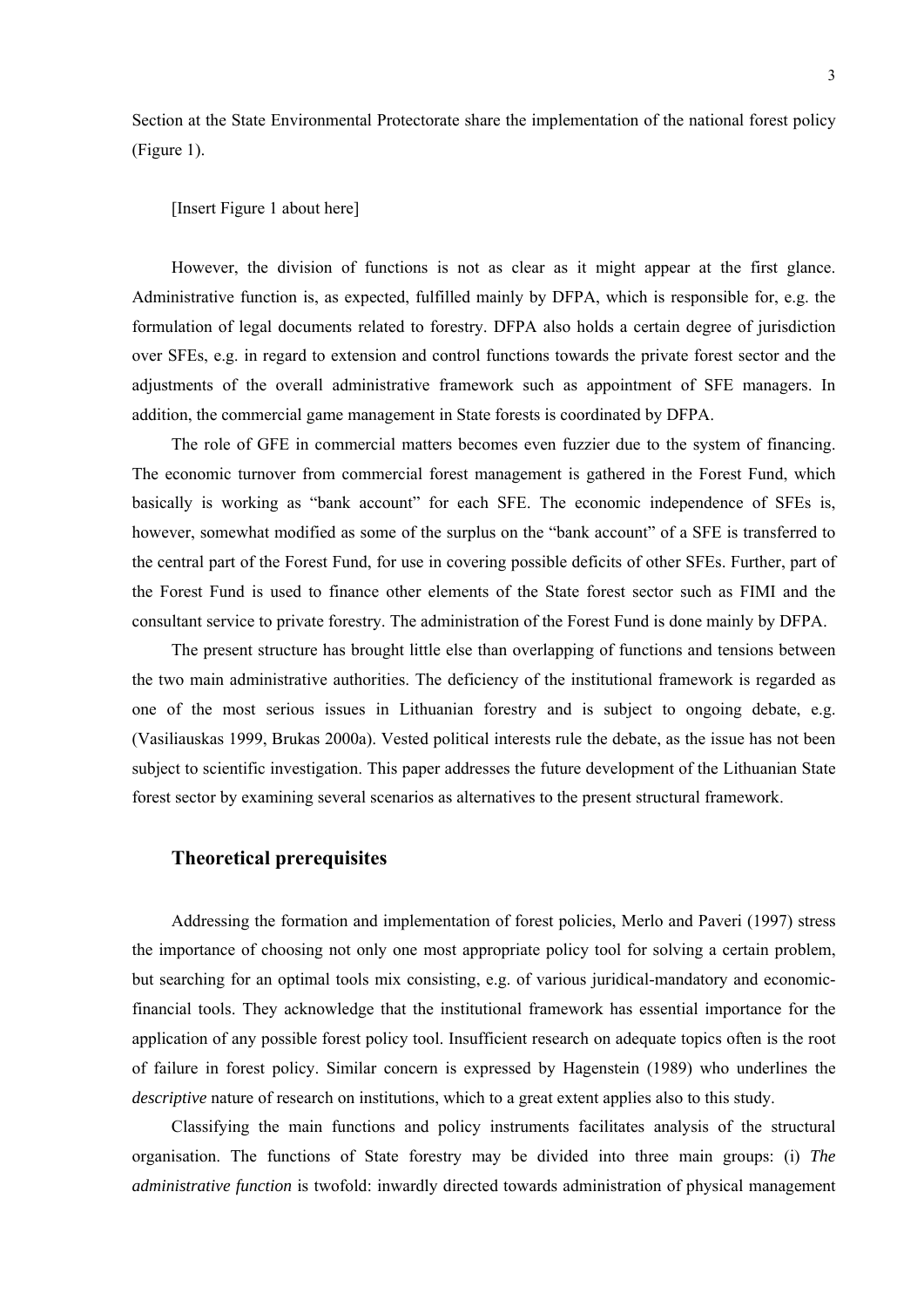Section at the State Environmental Protectorate share the implementation of the national forest policy (Figure 1).

[Insert Figure 1 about here]

However, the division of functions is not as clear as it might appear at the first glance. Administrative function is, as expected, fulfilled mainly by DFPA, which is responsible for, e.g. the formulation of legal documents related to forestry. DFPA also holds a certain degree of jurisdiction over SFEs, e.g. in regard to extension and control functions towards the private forest sector and the adjustments of the overall administrative framework such as appointment of SFE managers. In addition, the commercial game management in State forests is coordinated by DFPA.

The role of GFE in commercial matters becomes even fuzzier due to the system of financing. The economic turnover from commercial forest management is gathered in the Forest Fund, which basically is working as "bank account" for each SFE. The economic independence of SFEs is, however, somewhat modified as some of the surplus on the "bank account" of a SFE is transferred to the central part of the Forest Fund, for use in covering possible deficits of other SFEs. Further, part of the Forest Fund is used to finance other elements of the State forest sector such as FIMI and the consultant service to private forestry. The administration of the Forest Fund is done mainly by DFPA.

The present structure has brought little else than overlapping of functions and tensions between the two main administrative authorities. The deficiency of the institutional framework is regarded as one of the most serious issues in Lithuanian forestry and is subject to ongoing debate, e.g. (Vasiliauskas 1999, Brukas 2000a). Vested political interests rule the debate, as the issue has not been subject to scientific investigation. This paper addresses the future development of the Lithuanian State forest sector by examining several scenarios as alternatives to the present structural framework.

## Theoretical prerequisites

Addressing the formation and implementation of forest policies, Merlo and Paveri (1997) stress the importance of choosing not only one most appropriate policy tool for solving a certain problem, but searching for an optimal tools mix consisting, e.g. of various juridical-mandatory and economic-financial tools. They acknowledge that the institutional framework has essential importance for the application of any possible forest policy tool. Insufficient research on adequate topics often is the root of failure in forest policy. Similar concern is expressed by Hagenstein (1989) who underlines the *descriptive* nature of research on institutions, which to a great extent applies also to this study.

Classifying the main functions and policy instruments facilitates analysis of the structural organisation. The functions of State forestry may be divided into three main groups: (i) *The administrative function* is twofold: inwardly directed towards administration of physical management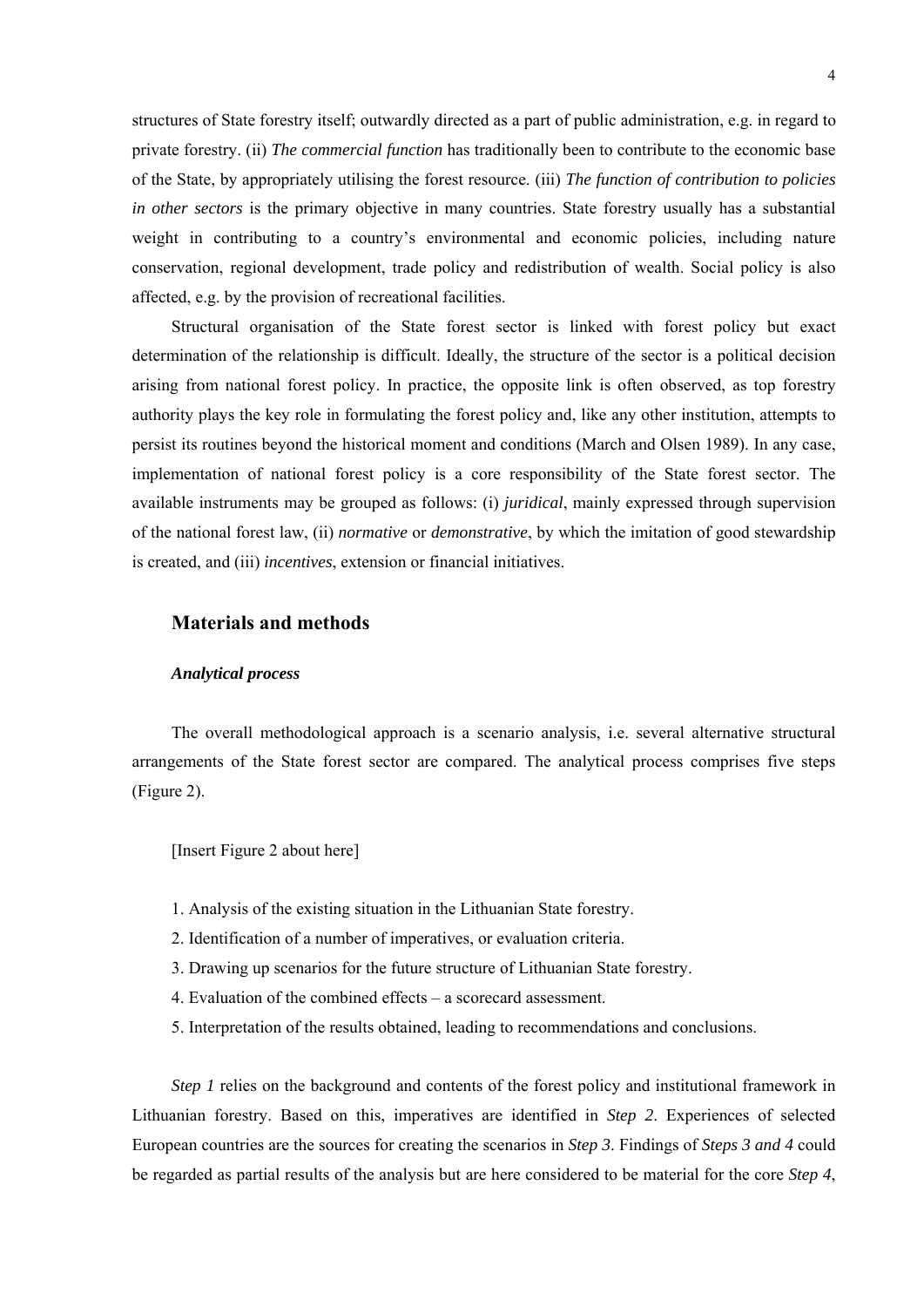structures of State forestry itself; outwardly directed as a part of public administration, e.g. in regard to private forestry. (ii) *The commercial function* has traditionally been to contribute to the economic base of the State, by appropriately utilising the forest resource. (iii) *The function of contribution to policies in other sectors* is the primary objective in many countries. State forestry usually has a substantial weight in contributing to a country's environmental and economic policies, including nature conservation, regional development, trade policy and redistribution of wealth. Social policy is also affected, e.g. by the provision of recreational facilities.

Structural organisation of the State forest sector is linked with forest policy but exact determination of the relationship is difficult. Ideally, the structure of the sector is a political decision arising from national forest policy. In practice, the opposite link is often observed, as top forestry authority plays the key role in formulating the forest policy and, like any other institution, attempts to persist its routines beyond the historical moment and conditions (March and Olsen 1989). In any case, implementation of national forest policy is a core responsibility of the State forest sector. The available instruments may be grouped as follows: (i) *juridical*, mainly expressed through supervision of the national forest law, (ii) *normative* or *demonstrative*, by which the imitation of good stewardship is created, and (iii) *incentives*, extension or financial initiatives.

## Materials and methods

### *Analytical process*

The overall methodological approach is a scenario analysis, i.e. several alternative structural arrangements of the State forest sector are compared. The analytical process comprises five steps (Figure 2).

[Insert Figure 2 about here]

1. Analysis of the existing situation in the Lithuanian State forestry.
2. Identification of a number of imperatives, or evaluation criteria.
3. Drawing up scenarios for the future structure of Lithuanian State forestry.
4. Evaluation of the combined effects – a scorecard assessment.
5. Interpretation of the results obtained, leading to recommendations and conclusions.

*Step 1* relies on the background and contents of the forest policy and institutional framework in Lithuanian forestry. Based on this, imperatives are identified in *Step 2*. Experiences of selected European countries are the sources for creating the scenarios in *Step 3*. Findings of *Steps 3 and 4* could be regarded as partial results of the analysis but are here considered to be material for the core *Step 4*,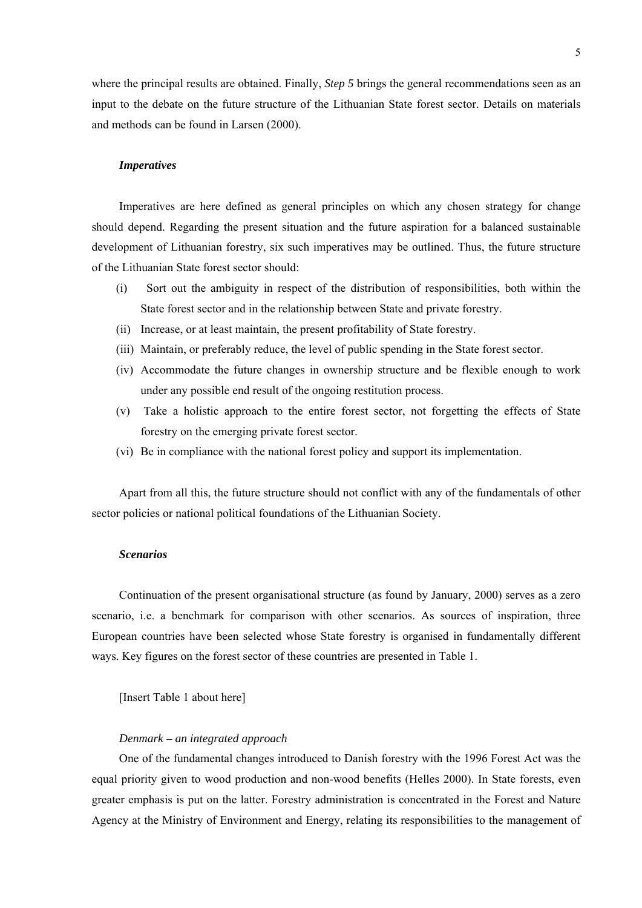where the principal results are obtained. Finally, *Step 5* brings the general recommendations seen as an input to the debate on the future structure of the Lithuanian State forest sector. Details on materials and methods can be found in Larsen (2000).

### ***Imperatives***

Imperatives are here defined as general principles on which any chosen strategy for change should depend. Regarding the present situation and the future aspiration for a balanced sustainable development of Lithuanian forestry, six such imperatives may be outlined. Thus, the future structure of the Lithuanian State forest sector should:

(i) Sort out the ambiguity in respect of the distribution of responsibilities, both within the State forest sector and in the relationship between State and private forestry.

(ii) Increase, or at least maintain, the present profitability of State forestry.

(iii) Maintain, or preferably reduce, the level of public spending in the State forest sector.

(iv) Accommodate the future changes in ownership structure and be flexible enough to work under any possible end result of the ongoing restitution process.

(v) Take a holistic approach to the entire forest sector, not forgetting the effects of State forestry on the emerging private forest sector.

(vi) Be in compliance with the national forest policy and support its implementation.

Apart from all this, the future structure should not conflict with any of the fundamentals of other sector policies or national political foundations of the Lithuanian Society.

### ***Scenarios***

Continuation of the present organisational structure (as found by January, 2000) serves as a zero scenario, i.e. a benchmark for comparison with other scenarios. As sources of inspiration, three European countries have been selected whose State forestry is organised in fundamentally different ways. Key figures on the forest sector of these countries are presented in Table 1.

[Insert Table 1 about here]

#### *Denmark – an integrated approach*

One of the fundamental changes introduced to Danish forestry with the 1996 Forest Act was the equal priority given to wood production and non-wood benefits (Helles 2000). In State forests, even greater emphasis is put on the latter. Forestry administration is concentrated in the Forest and Nature Agency at the Ministry of Environment and Energy, relating its responsibilities to the management of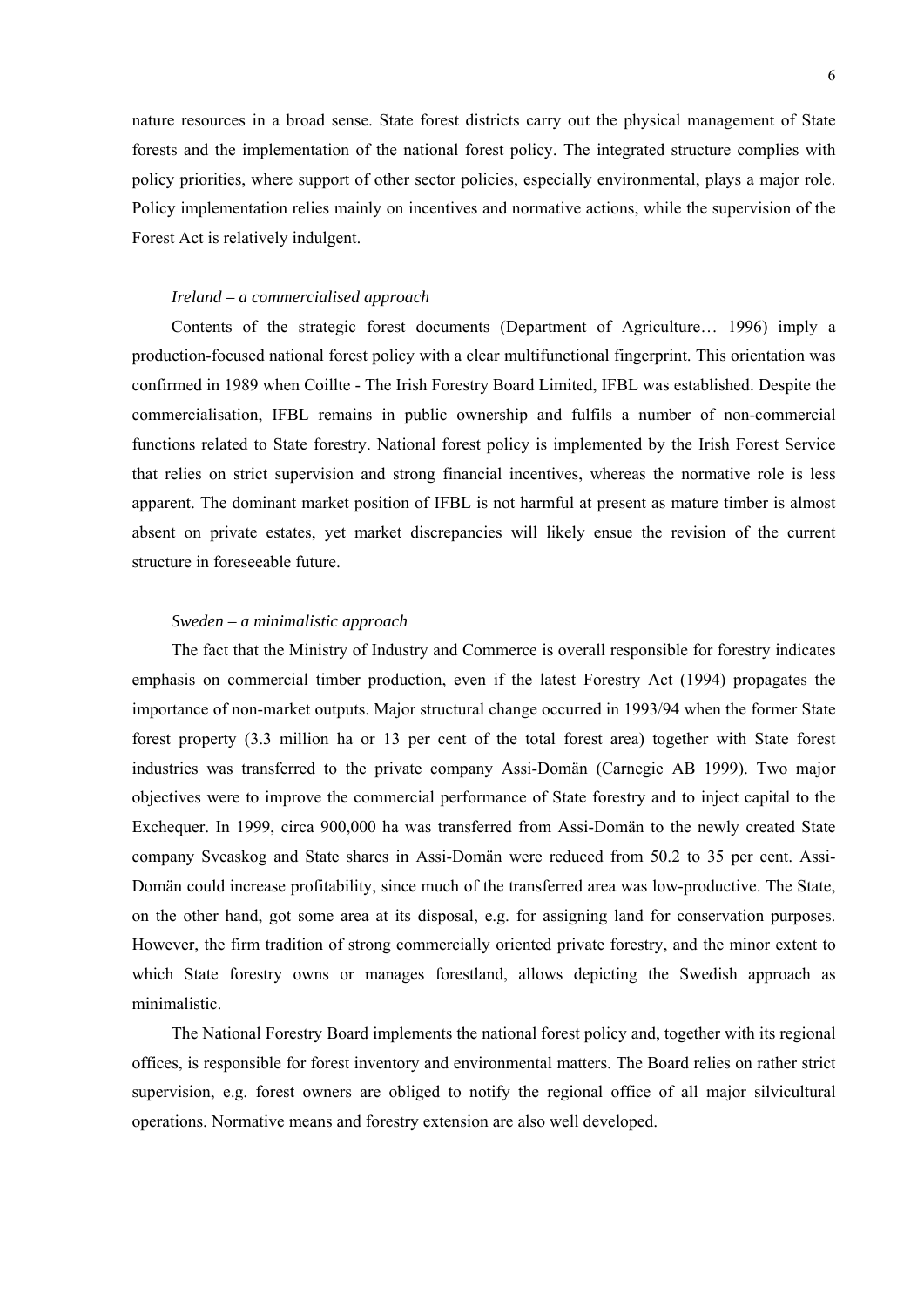nature resources in a broad sense. State forest districts carry out the physical management of State forests and the implementation of the national forest policy. The integrated structure complies with policy priorities, where support of other sector policies, especially environmental, plays a major role. Policy implementation relies mainly on incentives and normative actions, while the supervision of the Forest Act is relatively indulgent.

*Ireland – a commercialised approach*

Contents of the strategic forest documents (Department of Agriculture… 1996) imply a production-focused national forest policy with a clear multifunctional fingerprint. This orientation was confirmed in 1989 when Coillte - The Irish Forestry Board Limited, IFBL was established. Despite the commercialisation, IFBL remains in public ownership and fulfils a number of non-commercial functions related to State forestry. National forest policy is implemented by the Irish Forest Service that relies on strict supervision and strong financial incentives, whereas the normative role is less apparent. The dominant market position of IFBL is not harmful at present as mature timber is almost absent on private estates, yet market discrepancies will likely ensue the revision of the current structure in foreseeable future.

*Sweden – a minimalistic approach*

The fact that the Ministry of Industry and Commerce is overall responsible for forestry indicates emphasis on commercial timber production, even if the latest Forestry Act (1994) propagates the importance of non-market outputs. Major structural change occurred in 1993/94 when the former State forest property (3.3 million ha or 13 per cent of the total forest area) together with State forest industries was transferred to the private company Assi-Domän (Carnegie AB 1999). Two major objectives were to improve the commercial performance of State forestry and to inject capital to the Exchequer. In 1999, circa 900,000 ha was transferred from Assi-Domän to the newly created State company Sveaskog and State shares in Assi-Domän were reduced from 50.2 to 35 per cent. Assi-Domän could increase profitability, since much of the transferred area was low-productive. The State, on the other hand, got some area at its disposal, e.g. for assigning land for conservation purposes. However, the firm tradition of strong commercially oriented private forestry, and the minor extent to which State forestry owns or manages forestland, allows depicting the Swedish approach as minimalistic.

The National Forestry Board implements the national forest policy and, together with its regional offices, is responsible for forest inventory and environmental matters. The Board relies on rather strict supervision, e.g. forest owners are obliged to notify the regional office of all major silvicultural operations. Normative means and forestry extension are also well developed.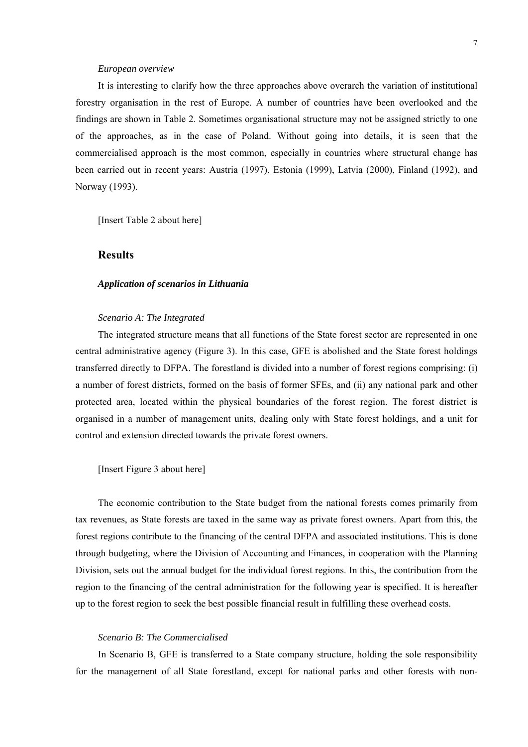*European overview*

It is interesting to clarify how the three approaches above overarch the variation of institutional forestry organisation in the rest of Europe. A number of countries have been overlooked and the findings are shown in Table 2. Sometimes organisational structure may not be assigned strictly to one of the approaches, as in the case of Poland. Without going into details, it is seen that the commercialised approach is the most common, especially in countries where structural change has been carried out in recent years: Austria (1997), Estonia (1999), Latvia (2000), Finland (1992), and Norway (1993).

[Insert Table 2 about here]

## Results

### *Application of scenarios in Lithuania*

*Scenario A: The Integrated*

The integrated structure means that all functions of the State forest sector are represented in one central administrative agency (Figure 3). In this case, GFE is abolished and the State forest holdings transferred directly to DFPA. The forestland is divided into a number of forest regions comprising: (i) a number of forest districts, formed on the basis of former SFEs, and (ii) any national park and other protected area, located within the physical boundaries of the forest region. The forest district is organised in a number of management units, dealing only with State forest holdings, and a unit for control and extension directed towards the private forest owners.

[Insert Figure 3 about here]

The economic contribution to the State budget from the national forests comes primarily from tax revenues, as State forests are taxed in the same way as private forest owners. Apart from this, the forest regions contribute to the financing of the central DFPA and associated institutions. This is done through budgeting, where the Division of Accounting and Finances, in cooperation with the Planning Division, sets out the annual budget for the individual forest regions. In this, the contribution from the region to the financing of the central administration for the following year is specified. It is hereafter up to the forest region to seek the best possible financial result in fulfilling these overhead costs.

*Scenario B: The Commercialised*

In Scenario B, GFE is transferred to a State company structure, holding the sole responsibility for the management of all State forestland, except for national parks and other forests with non-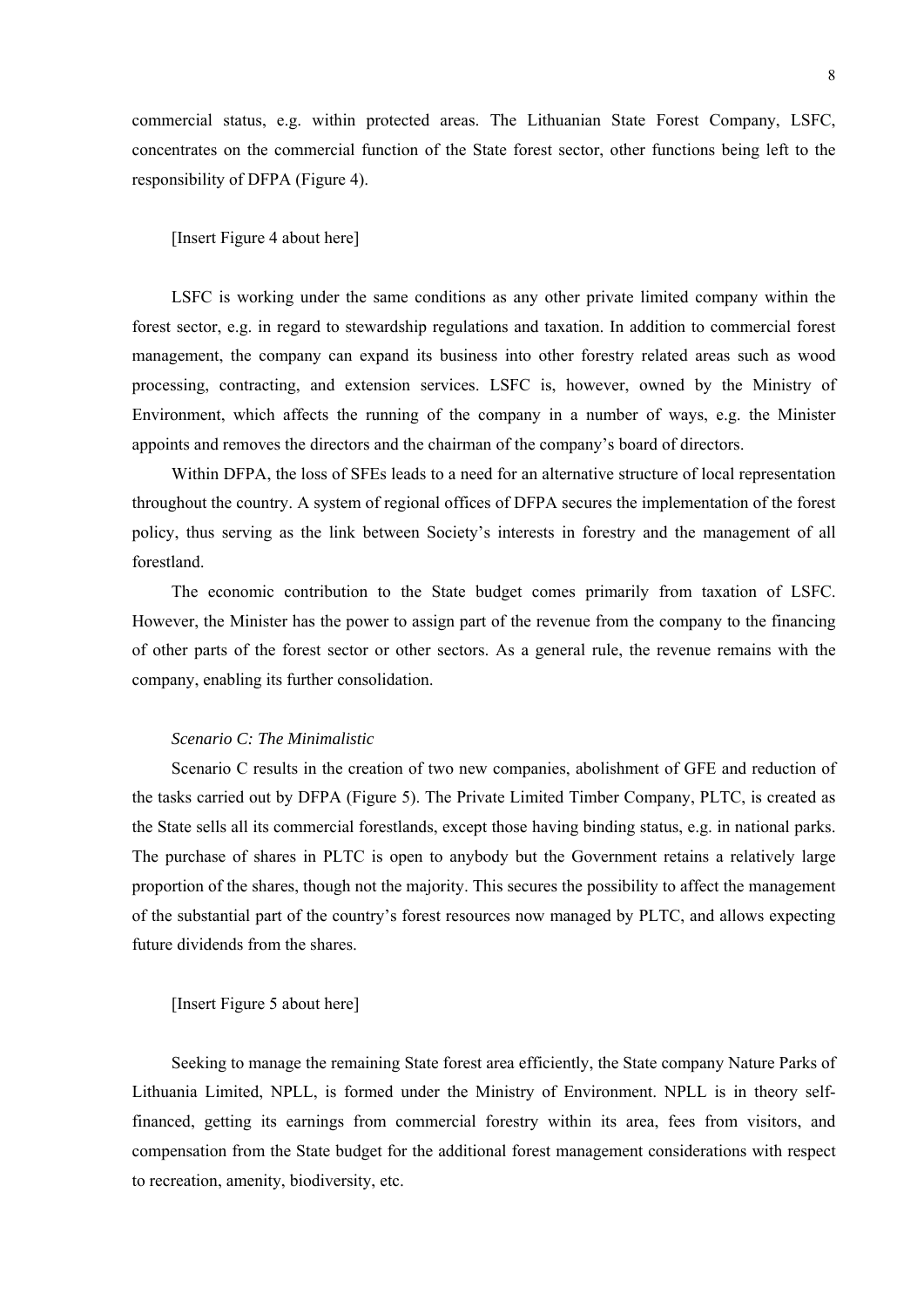commercial status, e.g. within protected areas. The Lithuanian State Forest Company, LSFC, concentrates on the commercial function of the State forest sector, other functions being left to the responsibility of DFPA (Figure 4).

[Insert Figure 4 about here]

LSFC is working under the same conditions as any other private limited company within the forest sector, e.g. in regard to stewardship regulations and taxation. In addition to commercial forest management, the company can expand its business into other forestry related areas such as wood processing, contracting, and extension services. LSFC is, however, owned by the Ministry of Environment, which affects the running of the company in a number of ways, e.g. the Minister appoints and removes the directors and the chairman of the company's board of directors.

Within DFPA, the loss of SFEs leads to a need for an alternative structure of local representation throughout the country. A system of regional offices of DFPA secures the implementation of the forest policy, thus serving as the link between Society's interests in forestry and the management of all forestland.

The economic contribution to the State budget comes primarily from taxation of LSFC. However, the Minister has the power to assign part of the revenue from the company to the financing of other parts of the forest sector or other sectors. As a general rule, the revenue remains with the company, enabling its further consolidation.

*Scenario C: The Minimalistic*

Scenario C results in the creation of two new companies, abolishment of GFE and reduction of the tasks carried out by DFPA (Figure 5). The Private Limited Timber Company, PLTC, is created as the State sells all its commercial forestlands, except those having binding status, e.g. in national parks. The purchase of shares in PLTC is open to anybody but the Government retains a relatively large proportion of the shares, though not the majority. This secures the possibility to affect the management of the substantial part of the country's forest resources now managed by PLTC, and allows expecting future dividends from the shares.

[Insert Figure 5 about here]

Seeking to manage the remaining State forest area efficiently, the State company Nature Parks of Lithuania Limited, NPLL, is formed under the Ministry of Environment. NPLL is in theory self-financed, getting its earnings from commercial forestry within its area, fees from visitors, and compensation from the State budget for the additional forest management considerations with respect to recreation, amenity, biodiversity, etc.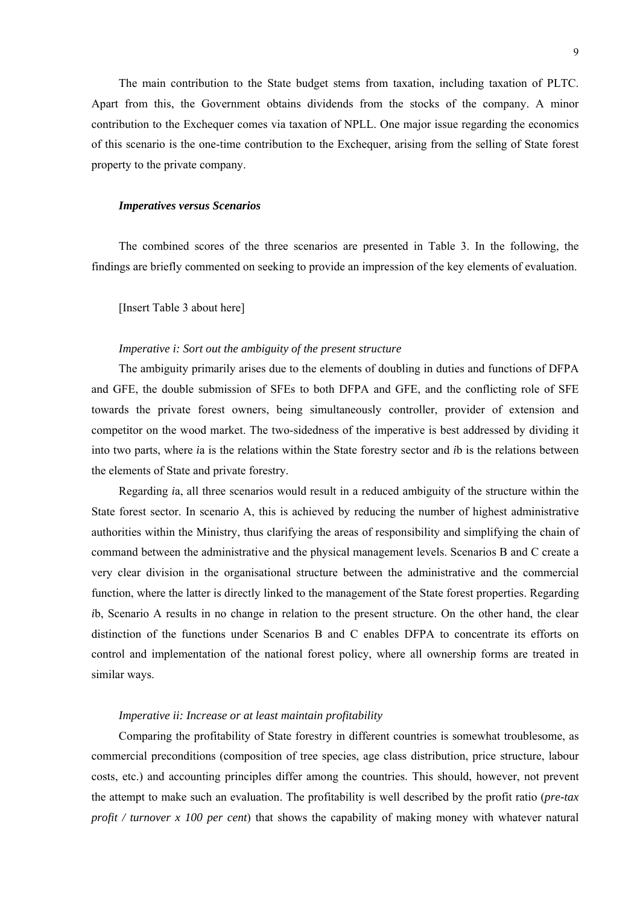The main contribution to the State budget stems from taxation, including taxation of PLTC. Apart from this, the Government obtains dividends from the stocks of the company. A minor contribution to the Exchequer comes via taxation of NPLL. One major issue regarding the economics of this scenario is the one-time contribution to the Exchequer, arising from the selling of State forest property to the private company.

### *Imperatives versus Scenarios*

The combined scores of the three scenarios are presented in Table 3. In the following, the findings are briefly commented on seeking to provide an impression of the key elements of evaluation.

[Insert Table 3 about here]

#### *Imperative i: Sort out the ambiguity of the present structure*

The ambiguity primarily arises due to the elements of doubling in duties and functions of DFPA and GFE, the double submission of SFEs to both DFPA and GFE, and the conflicting role of SFE towards the private forest owners, being simultaneously controller, provider of extension and competitor on the wood market. The two-sidedness of the imperative is best addressed by dividing it into two parts, where *i*a is the relations within the State forestry sector and *i*b is the relations between the elements of State and private forestry.

Regarding *i*a, all three scenarios would result in a reduced ambiguity of the structure within the State forest sector. In scenario A, this is achieved by reducing the number of highest administrative authorities within the Ministry, thus clarifying the areas of responsibility and simplifying the chain of command between the administrative and the physical management levels. Scenarios B and C create a very clear division in the organisational structure between the administrative and the commercial function, where the latter is directly linked to the management of the State forest properties. Regarding *i*b, Scenario A results in no change in relation to the present structure. On the other hand, the clear distinction of the functions under Scenarios B and C enables DFPA to concentrate its efforts on control and implementation of the national forest policy, where all ownership forms are treated in similar ways.

#### *Imperative ii: Increase or at least maintain profitability*

Comparing the profitability of State forestry in different countries is somewhat troublesome, as commercial preconditions (composition of tree species, age class distribution, price structure, labour costs, etc.) and accounting principles differ among the countries. This should, however, not prevent the attempt to make such an evaluation. The profitability is well described by the profit ratio (*pre-tax profit / turnover x 100 per cent*) that shows the capability of making money with whatever natural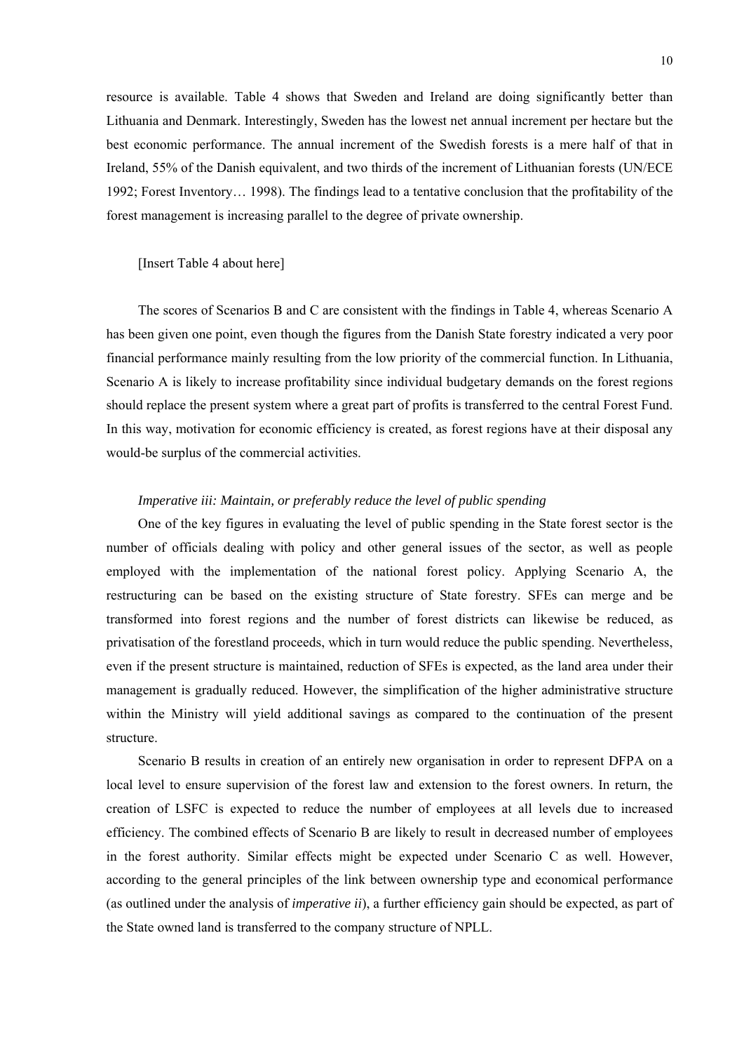resource is available. Table 4 shows that Sweden and Ireland are doing significantly better than Lithuania and Denmark. Interestingly, Sweden has the lowest net annual increment per hectare but the best economic performance. The annual increment of the Swedish forests is a mere half of that in Ireland, 55% of the Danish equivalent, and two thirds of the increment of Lithuanian forests (UN/ECE 1992; Forest Inventory… 1998). The findings lead to a tentative conclusion that the profitability of the forest management is increasing parallel to the degree of private ownership.

[Insert Table 4 about here]

The scores of Scenarios B and C are consistent with the findings in Table 4, whereas Scenario A has been given one point, even though the figures from the Danish State forestry indicated a very poor financial performance mainly resulting from the low priority of the commercial function. In Lithuania, Scenario A is likely to increase profitability since individual budgetary demands on the forest regions should replace the present system where a great part of profits is transferred to the central Forest Fund. In this way, motivation for economic efficiency is created, as forest regions have at their disposal any would-be surplus of the commercial activities.

*Imperative iii: Maintain, or preferably reduce the level of public spending*

One of the key figures in evaluating the level of public spending in the State forest sector is the number of officials dealing with policy and other general issues of the sector, as well as people employed with the implementation of the national forest policy. Applying Scenario A, the restructuring can be based on the existing structure of State forestry. SFEs can merge and be transformed into forest regions and the number of forest districts can likewise be reduced, as privatisation of the forestland proceeds, which in turn would reduce the public spending. Nevertheless, even if the present structure is maintained, reduction of SFEs is expected, as the land area under their management is gradually reduced. However, the simplification of the higher administrative structure within the Ministry will yield additional savings as compared to the continuation of the present structure.

Scenario B results in creation of an entirely new organisation in order to represent DFPA on a local level to ensure supervision of the forest law and extension to the forest owners. In return, the creation of LSFC is expected to reduce the number of employees at all levels due to increased efficiency. The combined effects of Scenario B are likely to result in decreased number of employees in the forest authority. Similar effects might be expected under Scenario C as well. However, according to the general principles of the link between ownership type and economical performance (as outlined under the analysis of *imperative ii*), a further efficiency gain should be expected, as part of the State owned land is transferred to the company structure of NPLL.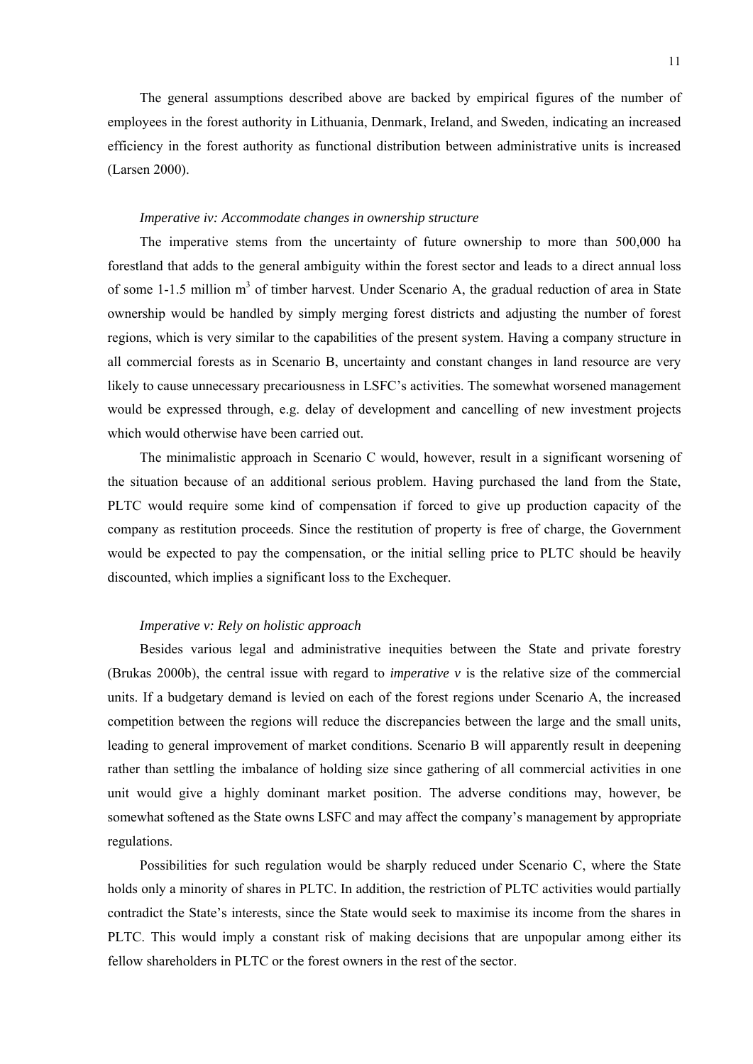The general assumptions described above are backed by empirical figures of the number of employees in the forest authority in Lithuania, Denmark, Ireland, and Sweden, indicating an increased efficiency in the forest authority as functional distribution between administrative units is increased (Larsen 2000).

*Imperative iv: Accommodate changes in ownership structure*

The imperative stems from the uncertainty of future ownership to more than 500,000 ha forestland that adds to the general ambiguity within the forest sector and leads to a direct annual loss of some 1-1.5 million $m^3$ of timber harvest. Under Scenario A, the gradual reduction of area in State ownership would be handled by simply merging forest districts and adjusting the number of forest regions, which is very similar to the capabilities of the present system. Having a company structure in all commercial forests as in Scenario B, uncertainty and constant changes in land resource are very likely to cause unnecessary precariousness in LSFC's activities. The somewhat worsened management would be expressed through, e.g. delay of development and cancelling of new investment projects which would otherwise have been carried out.

The minimalistic approach in Scenario C would, however, result in a significant worsening of the situation because of an additional serious problem. Having purchased the land from the State, PLTC would require some kind of compensation if forced to give up production capacity of the company as restitution proceeds. Since the restitution of property is free of charge, the Government would be expected to pay the compensation, or the initial selling price to PLTC should be heavily discounted, which implies a significant loss to the Exchequer.

*Imperative v: Rely on holistic approach*

Besides various legal and administrative inequities between the State and private forestry (Brukas 2000b), the central issue with regard to *imperative v* is the relative size of the commercial units. If a budgetary demand is levied on each of the forest regions under Scenario A, the increased competition between the regions will reduce the discrepancies between the large and the small units, leading to general improvement of market conditions. Scenario B will apparently result in deepening rather than settling the imbalance of holding size since gathering of all commercial activities in one unit would give a highly dominant market position. The adverse conditions may, however, be somewhat softened as the State owns LSFC and may affect the company's management by appropriate regulations.

Possibilities for such regulation would be sharply reduced under Scenario C, where the State holds only a minority of shares in PLTC. In addition, the restriction of PLTC activities would partially contradict the State's interests, since the State would seek to maximise its income from the shares in PLTC. This would imply a constant risk of making decisions that are unpopular among either its fellow shareholders in PLTC or the forest owners in the rest of the sector.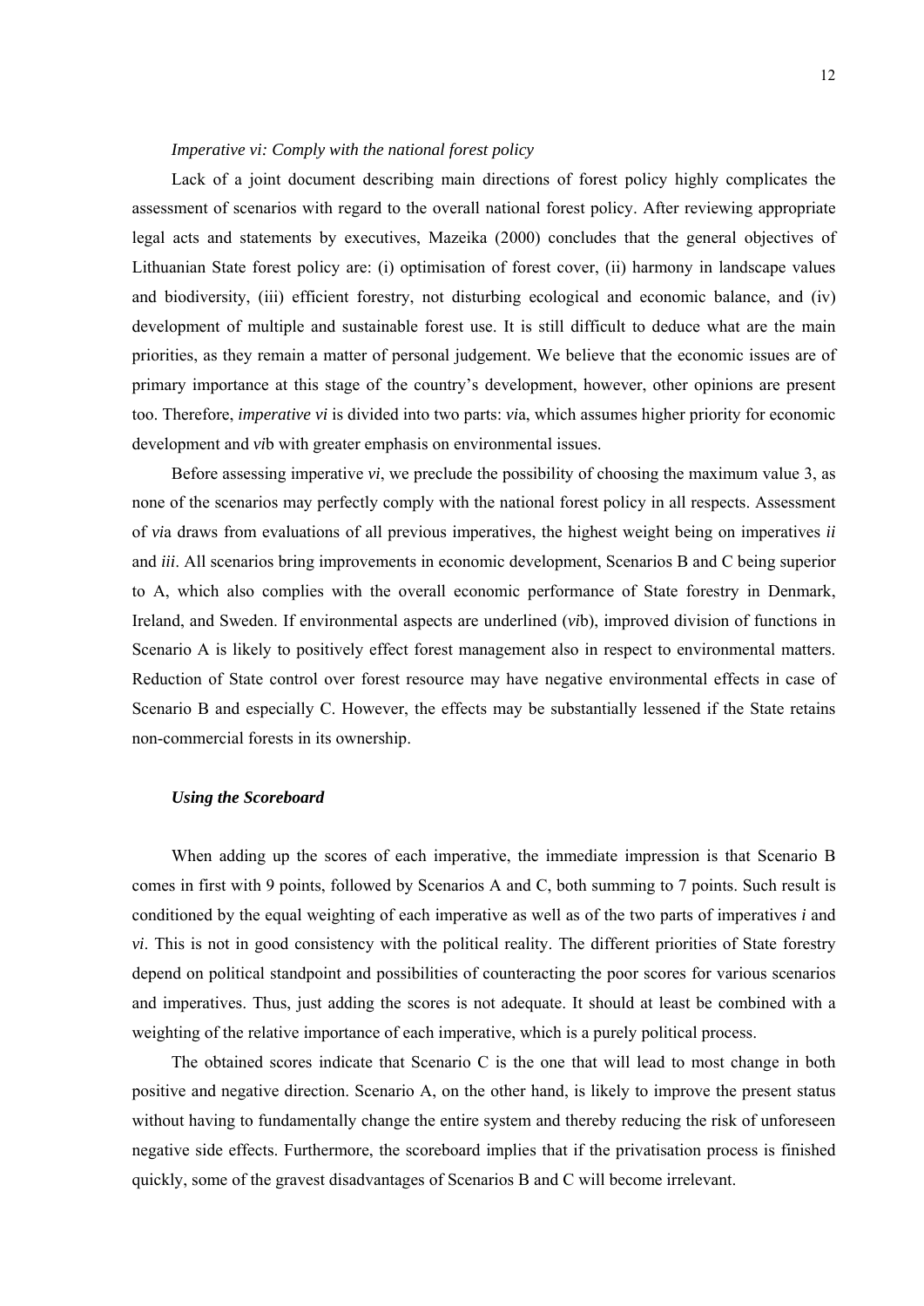*Imperative vi: Comply with the national forest policy*

Lack of a joint document describing main directions of forest policy highly complicates the assessment of scenarios with regard to the overall national forest policy. After reviewing appropriate legal acts and statements by executives, Mazeika (2000) concludes that the general objectives of Lithuanian State forest policy are: (i) optimisation of forest cover, (ii) harmony in landscape values and biodiversity, (iii) efficient forestry, not disturbing ecological and economic balance, and (iv) development of multiple and sustainable forest use. It is still difficult to deduce what are the main priorities, as they remain a matter of personal judgement. We believe that the economic issues are of primary importance at this stage of the country's development, however, other opinions are present too. Therefore, *imperative vi* is divided into two parts: *vi*a, which assumes higher priority for economic development and *vi*b with greater emphasis on environmental issues.

Before assessing imperative *vi*, we preclude the possibility of choosing the maximum value 3, as none of the scenarios may perfectly comply with the national forest policy in all respects. Assessment of *vi*a draws from evaluations of all previous imperatives, the highest weight being on imperatives *ii* and *iii*. All scenarios bring improvements in economic development, Scenarios B and C being superior to A, which also complies with the overall economic performance of State forestry in Denmark, Ireland, and Sweden. If environmental aspects are underlined (*vi*b), improved division of functions in Scenario A is likely to positively effect forest management also in respect to environmental matters. Reduction of State control over forest resource may have negative environmental effects in case of Scenario B and especially C. However, the effects may be substantially lessened if the State retains non-commercial forests in its ownership.

***Using the Scoreboard***

When adding up the scores of each imperative, the immediate impression is that Scenario B comes in first with 9 points, followed by Scenarios A and C, both summing to 7 points. Such result is conditioned by the equal weighting of each imperative as well as of the two parts of imperatives *i* and *vi*. This is not in good consistency with the political reality. The different priorities of State forestry depend on political standpoint and possibilities of counteracting the poor scores for various scenarios and imperatives. Thus, just adding the scores is not adequate. It should at least be combined with a weighting of the relative importance of each imperative, which is a purely political process.

The obtained scores indicate that Scenario C is the one that will lead to most change in both positive and negative direction. Scenario A, on the other hand, is likely to improve the present status without having to fundamentally change the entire system and thereby reducing the risk of unforeseen negative side effects. Furthermore, the scoreboard implies that if the privatisation process is finished quickly, some of the gravest disadvantages of Scenarios B and C will become irrelevant.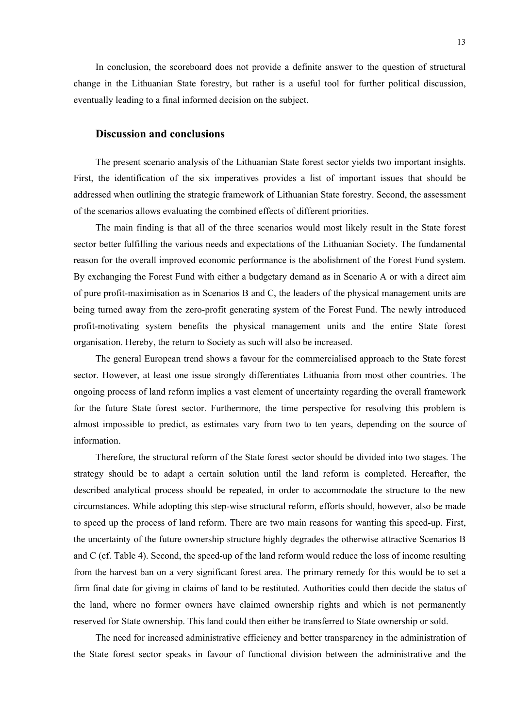In conclusion, the scoreboard does not provide a definite answer to the question of structural change in the Lithuanian State forestry, but rather is a useful tool for further political discussion, eventually leading to a final informed decision on the subject.

## Discussion and conclusions

The present scenario analysis of the Lithuanian State forest sector yields two important insights. First, the identification of the six imperatives provides a list of important issues that should be addressed when outlining the strategic framework of Lithuanian State forestry. Second, the assessment of the scenarios allows evaluating the combined effects of different priorities.

The main finding is that all of the three scenarios would most likely result in the State forest sector better fulfilling the various needs and expectations of the Lithuanian Society. The fundamental reason for the overall improved economic performance is the abolishment of the Forest Fund system. By exchanging the Forest Fund with either a budgetary demand as in Scenario A or with a direct aim of pure profit-maximisation as in Scenarios B and C, the leaders of the physical management units are being turned away from the zero-profit generating system of the Forest Fund. The newly introduced profit-motivating system benefits the physical management units and the entire State forest organisation. Hereby, the return to Society as such will also be increased.

The general European trend shows a favour for the commercialised approach to the State forest sector. However, at least one issue strongly differentiates Lithuania from most other countries. The ongoing process of land reform implies a vast element of uncertainty regarding the overall framework for the future State forest sector. Furthermore, the time perspective for resolving this problem is almost impossible to predict, as estimates vary from two to ten years, depending on the source of information.

Therefore, the structural reform of the State forest sector should be divided into two stages. The strategy should be to adapt a certain solution until the land reform is completed. Hereafter, the described analytical process should be repeated, in order to accommodate the structure to the new circumstances. While adopting this step-wise structural reform, efforts should, however, also be made to speed up the process of land reform. There are two main reasons for wanting this speed-up. First, the uncertainty of the future ownership structure highly degrades the otherwise attractive Scenarios B and C (cf. Table 4). Second, the speed-up of the land reform would reduce the loss of income resulting from the harvest ban on a very significant forest area. The primary remedy for this would be to set a firm final date for giving in claims of land to be restituted. Authorities could then decide the status of the land, where no former owners have claimed ownership rights and which is not permanently reserved for State ownership. This land could then either be transferred to State ownership or sold.

The need for increased administrative efficiency and better transparency in the administration of the State forest sector speaks in favour of functional division between the administrative and the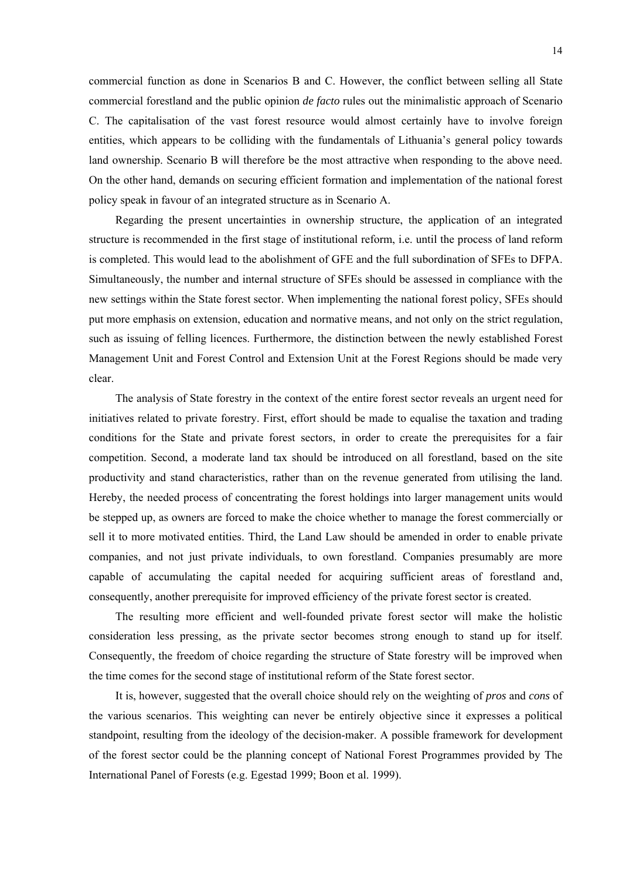commercial function as done in Scenarios B and C. However, the conflict between selling all State commercial forestland and the public opinion *de facto* rules out the minimalistic approach of Scenario C. The capitalisation of the vast forest resource would almost certainly have to involve foreign entities, which appears to be colliding with the fundamentals of Lithuania's general policy towards land ownership. Scenario B will therefore be the most attractive when responding to the above need. On the other hand, demands on securing efficient formation and implementation of the national forest policy speak in favour of an integrated structure as in Scenario A.

Regarding the present uncertainties in ownership structure, the application of an integrated structure is recommended in the first stage of institutional reform, i.e. until the process of land reform is completed. This would lead to the abolishment of GFE and the full subordination of SFEs to DFPA. Simultaneously, the number and internal structure of SFEs should be assessed in compliance with the new settings within the State forest sector. When implementing the national forest policy, SFEs should put more emphasis on extension, education and normative means, and not only on the strict regulation, such as issuing of felling licences. Furthermore, the distinction between the newly established Forest Management Unit and Forest Control and Extension Unit at the Forest Regions should be made very clear.

The analysis of State forestry in the context of the entire forest sector reveals an urgent need for initiatives related to private forestry. First, effort should be made to equalise the taxation and trading conditions for the State and private forest sectors, in order to create the prerequisites for a fair competition. Second, a moderate land tax should be introduced on all forestland, based on the site productivity and stand characteristics, rather than on the revenue generated from utilising the land. Hereby, the needed process of concentrating the forest holdings into larger management units would be stepped up, as owners are forced to make the choice whether to manage the forest commercially or sell it to more motivated entities. Third, the Land Law should be amended in order to enable private companies, and not just private individuals, to own forestland. Companies presumably are more capable of accumulating the capital needed for acquiring sufficient areas of forestland and, consequently, another prerequisite for improved efficiency of the private forest sector is created.

The resulting more efficient and well-founded private forest sector will make the holistic consideration less pressing, as the private sector becomes strong enough to stand up for itself. Consequently, the freedom of choice regarding the structure of State forestry will be improved when the time comes for the second stage of institutional reform of the State forest sector.

It is, however, suggested that the overall choice should rely on the weighting of *pros* and *cons* of the various scenarios. This weighting can never be entirely objective since it expresses a political standpoint, resulting from the ideology of the decision-maker. A possible framework for development of the forest sector could be the planning concept of National Forest Programmes provided by The International Panel of Forests (e.g. Egestad 1999; Boon et al. 1999).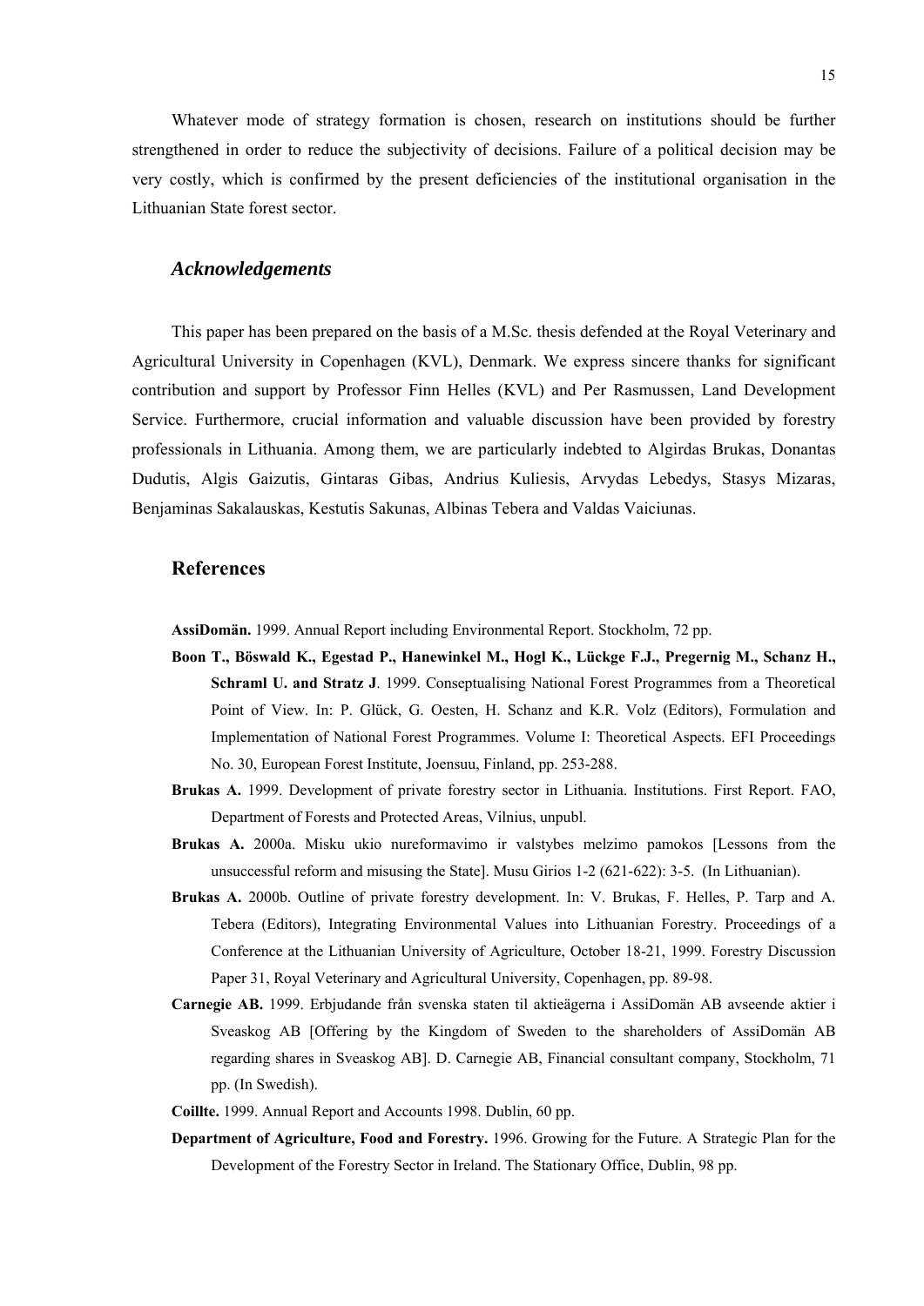Whatever mode of strategy formation is chosen, research on institutions should be further strengthened in order to reduce the subjectivity of decisions. Failure of a political decision may be very costly, which is confirmed by the present deficiencies of the institutional organisation in the Lithuanian State forest sector.

## *Acknowledgements*

This paper has been prepared on the basis of a M.Sc. thesis defended at the Royal Veterinary and Agricultural University in Copenhagen (KVL), Denmark. We express sincere thanks for significant contribution and support by Professor Finn Helles (KVL) and Per Rasmussen, Land Development Service. Furthermore, crucial information and valuable discussion have been provided by forestry professionals in Lithuania. Among them, we are particularly indebted to Algirdas Brukas, Donantas Dudutis, Algis Gaizutis, Gintaras Gibas, Andrius Kuliesis, Arvydas Lebedys, Stasys Mizaras, Benjaminas Sakalauskas, Kestutis Sakunas, Albinas Tebera and Valdas Vaiciunas.

## References

**AssiDomän.** 1999. Annual Report including Environmental Report. Stockholm, 72 pp.

**Boon T., Böswald K., Egestad P., Hanewinkel M., Hogl K., Lückge F.J., Pregernig M., Schanz H., Schraml U. and Stratz J**. 1999. Conseptualising National Forest Programmes from a Theoretical Point of View. In: P. Glück, G. Oesten, H. Schanz and K.R. Volz (Editors), Formulation and Implementation of National Forest Programmes. Volume I: Theoretical Aspects. EFI Proceedings No. 30, European Forest Institute, Joensuu, Finland, pp. 253-288.

**Brukas A.** 1999. Development of private forestry sector in Lithuania. Institutions. First Report. FAO, Department of Forests and Protected Areas, Vilnius, unpubl.

**Brukas A.** 2000a. Misku ukio nureformavimo ir valstybes melzimo pamokos [Lessons from the unsuccessful reform and misusing the State]. Musu Girios 1-2 (621-622): 3-5. (In Lithuanian).

**Brukas A.** 2000b. Outline of private forestry development. In: V. Brukas, F. Helles, P. Tarp and A. Tebera (Editors), Integrating Environmental Values into Lithuanian Forestry. Proceedings of a Conference at the Lithuanian University of Agriculture, October 18-21, 1999. Forestry Discussion Paper 31, Royal Veterinary and Agricultural University, Copenhagen, pp. 89-98.

**Carnegie AB.** 1999. Erbjudande från svenska staten til aktieägerna i AssiDomän AB avseende aktier i Sveaskog AB [Offering by the Kingdom of Sweden to the shareholders of AssiDomän AB regarding shares in Sveaskog AB]. D. Carnegie AB, Financial consultant company, Stockholm, 71 pp. (In Swedish).

**Coillte.** 1999. Annual Report and Accounts 1998. Dublin, 60 pp.

**Department of Agriculture, Food and Forestry.** 1996. Growing for the Future. A Strategic Plan for the Development of the Forestry Sector in Ireland. The Stationary Office, Dublin, 98 pp.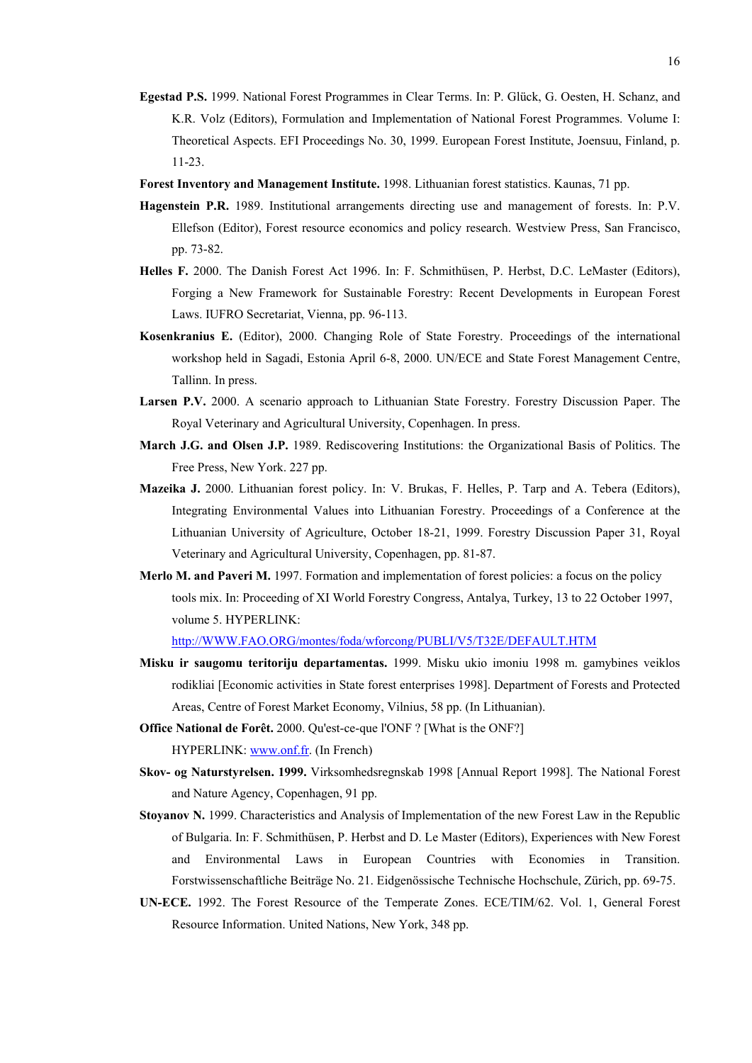**Egestad P.S.** 1999. National Forest Programmes in Clear Terms. In: P. Glück, G. Oesten, H. Schanz, and K.R. Volz (Editors), Formulation and Implementation of National Forest Programmes. Volume I: Theoretical Aspects. EFI Proceedings No. 30, 1999. European Forest Institute, Joensuu, Finland, p. 11-23.

**Forest Inventory and Management Institute.** 1998. Lithuanian forest statistics. Kaunas, 71 pp.

**Hagenstein P.R.** 1989. Institutional arrangements directing use and management of forests. In: P.V. Ellefson (Editor), Forest resource economics and policy research. Westview Press, San Francisco, pp. 73-82.

**Helles F.** 2000. The Danish Forest Act 1996. In: F. Schmithüsen, P. Herbst, D.C. LeMaster (Editors), Forging a New Framework for Sustainable Forestry: Recent Developments in European Forest Laws. IUFRO Secretariat, Vienna, pp. 96-113.

**Kosenkranius E.** (Editor), 2000. Changing Role of State Forestry. Proceedings of the international workshop held in Sagadi, Estonia April 6-8, 2000. UN/ECE and State Forest Management Centre, Tallinn. In press.

**Larsen P.V.** 2000. A scenario approach to Lithuanian State Forestry. Forestry Discussion Paper. The Royal Veterinary and Agricultural University, Copenhagen. In press.

**March J.G. and Olsen J.P.** 1989. Rediscovering Institutions: the Organizational Basis of Politics. The Free Press, New York. 227 pp.

**Mazeika J.** 2000. Lithuanian forest policy. In: V. Brukas, F. Helles, P. Tarp and A. Tebera (Editors), Integrating Environmental Values into Lithuanian Forestry. Proceedings of a Conference at the Lithuanian University of Agriculture, October 18-21, 1999. Forestry Discussion Paper 31, Royal Veterinary and Agricultural University, Copenhagen, pp. 81-87.

**Merlo M. and Paveri M.** 1997. Formation and implementation of forest policies: a focus on the policy tools mix. In: Proceeding of XI World Forestry Congress, Antalya, Turkey, 13 to 22 October 1997, volume 5. HYPERLINK: http://WWW.FAO.ORG/montes/foda/wforcong/PUBLI/V5/T32E/DEFAULT.HTM

**Misku ir saugomu teritoriju departamentas.** 1999. Misku ukio imoniu 1998 m. gamybines veiklos rodikliai [Economic activities in State forest enterprises 1998]. Department of Forests and Protected Areas, Centre of Forest Market Economy, Vilnius, 58 pp. (In Lithuanian).

**Office National de Forêt.** 2000. Qu'est-ce-que l'ONF ? [What is the ONF?] HYPERLINK: www.onf.fr. (In French)

**Skov- og Naturstyrelsen. 1999.** Virksomhedsregnskab 1998 [Annual Report 1998]. The National Forest and Nature Agency, Copenhagen, 91 pp.

**Stoyanov N.** 1999. Characteristics and Analysis of Implementation of the new Forest Law in the Republic of Bulgaria. In: F. Schmithüsen, P. Herbst and D. Le Master (Editors), Experiences with New Forest and Environmental Laws in European Countries with Economies in Transition. Forstwissenschaftliche Beiträge No. 21. Eidgenössische Technische Hochschule, Zürich, pp. 69-75.

**UN-ECE.** 1992. The Forest Resource of the Temperate Zones. ECE/TIM/62. Vol. 1, General Forest Resource Information. United Nations, New York, 348 pp.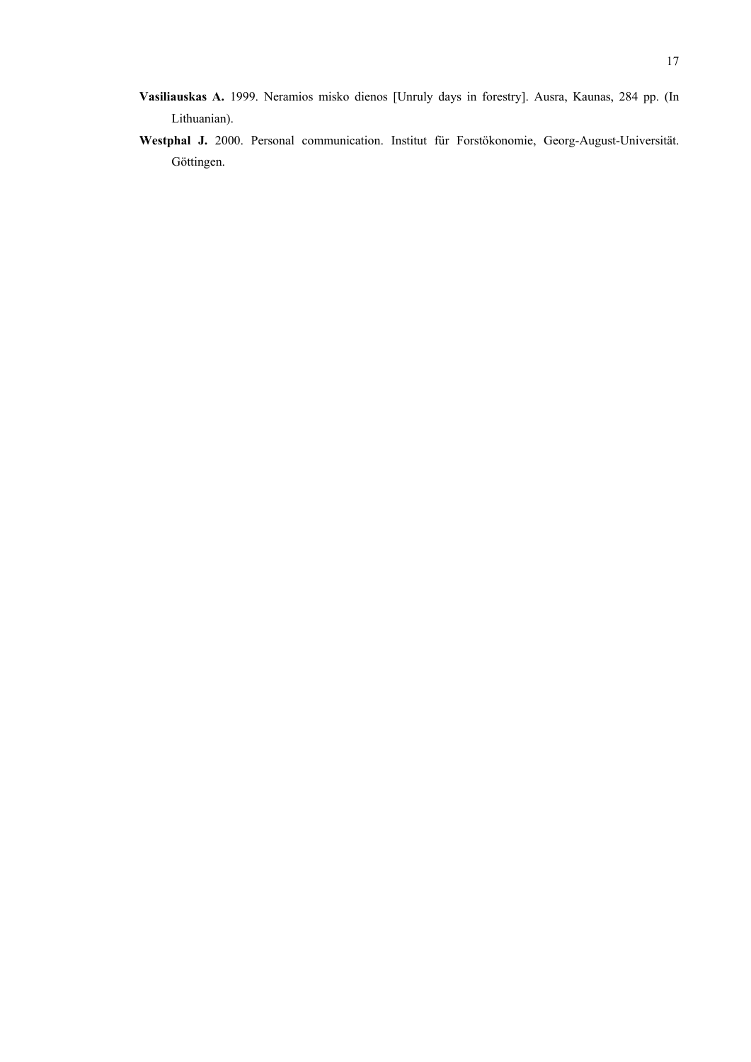**Vasiliauskas A.** 1999. Neramios misko dienos [Unruly days in forestry]. Ausra, Kaunas, 284 pp. (In Lithuanian).

**Westphal J.** 2000. Personal communication. Institut für Forstökonomie, Georg-August-Universität. Göttingen.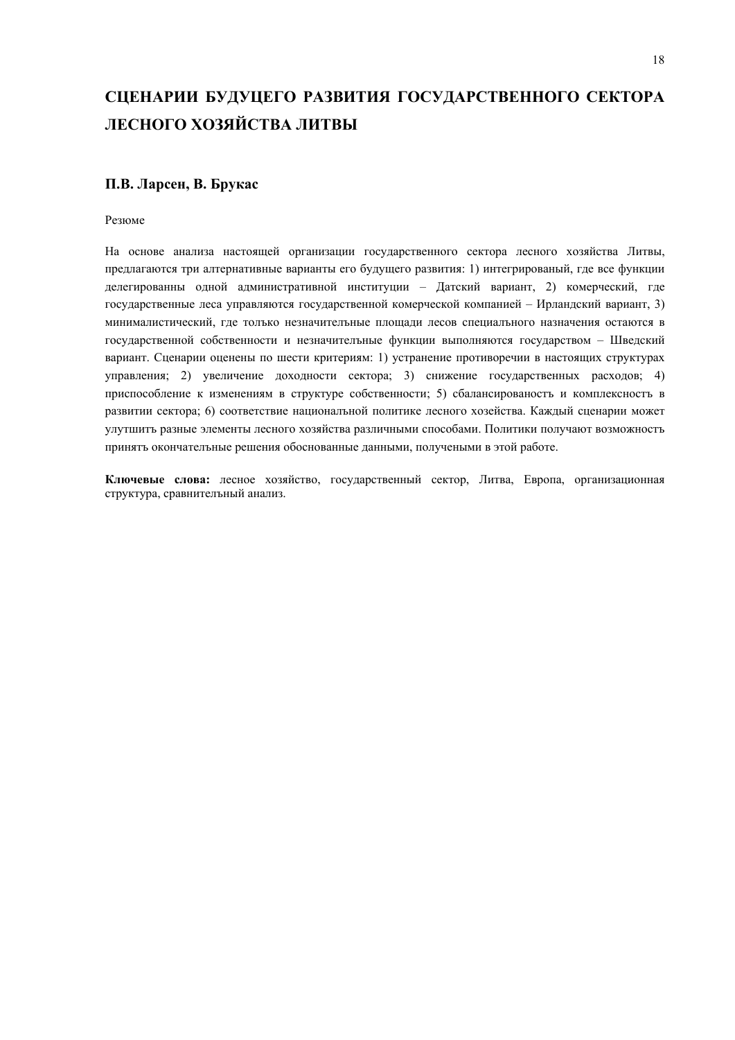# СЦЕНАРИИ БУДУЦЕГО РАЗВИТИЯ ГОСУДАРСТВЕННОГО СЕКТОРА ЛЕСНОГО ХОЗЯЙСТВА ЛИТВЫ

## П.В. Ларсен, В. Брукас

Резюме

На основе анализа настоящей организации государственного сектора лесного хозяйства Литвы, предлагаются три алтернативные варианты его будущего развития: 1) интегрированый, где все функции делегированны одной административной институции – Датский вариант, 2) комерческий, где государственные леса управляются государственной комерческой компанией – Ирландский вариант, 3) минималистический, где толъко незначителъные площади лесов специалъного назначения остаются в государственной собственности и незначителъные функции выполняются государством – Шведский вариант. Сценарии оценены по шести критериям: 1) устранение противоречии в настоящих структурах управления; 2) увеличение доходности сектора; 3) снижение государственных расходов; 4) приспособление к изменениям в структуре собственности; 5) сбалансированостъ и комплексностъ в развитии сектора; 6) соответствие националъной политике лесного хозейства. Каждый сценарии может улутшитъ разные элементы лесного хозяйства различными способами. Политики получают возможностъ принятъ окончателъные решения обоснованные данными, получеными в этой работе.

**Ключевые слова:** лесное хозяйство, государственный сектор, Литва, Европа, организационная структура, сравнителъный анализ.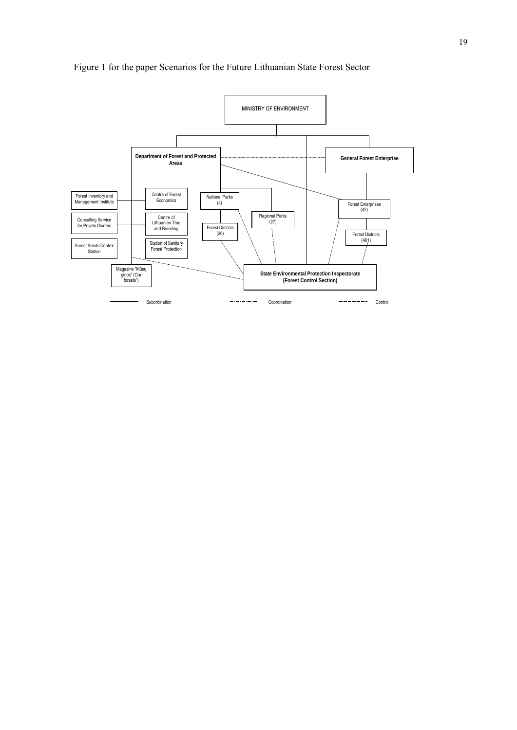Figure 1 for the paper Scenarios for the Future Lithuanian State Forest Sector

MINISTRY OF ENVIRONMENT

**Department of Forest and Protected Areas**

**General Forest Enterprise**

Forest Inventory and Management Institute

Centre of Forest Economics

National Parks (4)

Regional Parks (27)

Forest Enterprises (42)

Consulting Service for Private Owners

Centre of Lithuanian Tree and Breeding

Forest Districts (20)

Forest Districts (461)

Forest Seeds Control Station

Station of Sanitary Forest Protection

Magazine "Mūsų girios" (Our forests")

**State Environmental Protection Inspectorate (Forest Control Section)**

Subordination — Coordination — Control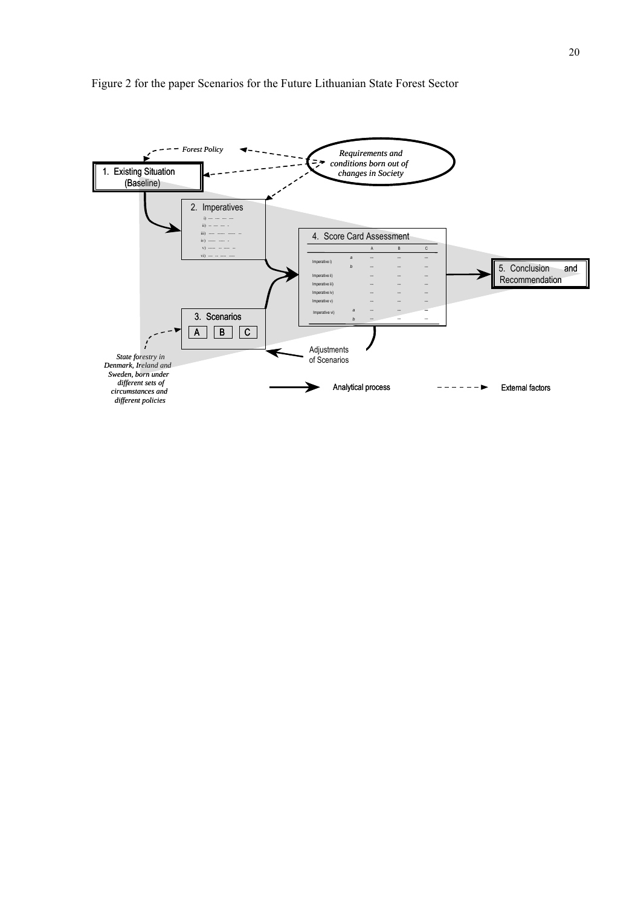Figure 2 for the paper Scenarios for the Future Lithuanian State Forest Sector

Forest Policy

Requirements and conditions born out of changes in Society

1. Existing Situation (Baseline)

2. Imperatives

i) --- --- --- ---
ii) -- --- --- -
iii) ---- ----- ----- --
iv) ----- ---- -
v) ----- -- ---- --
vi) --- -- ---- ----

4. Score Card Assessment

| | | A | B | C |
|---|---|---|---|---|
| Imperative i) | a | --- | --- | --- |
| | b | --- | --- | --- |
| Imperative ii) | | --- | --- | --- |
| Imperative iii) | | --- | --- | --- |
| Imperative iv) | | --- | --- | --- |
| Imperative v) | | --- | --- | --- |
| Imperative vi) | a | --- | --- | --- |
| | b | --- | --- | --- |

5. Conclusion and Recommendation

3. Scenarios

A B C

State forestry in Denmark, Ireland and Sweden, born under different sets of circumstances and different policies

Adjustments of Scenarios

Analytical process

External factors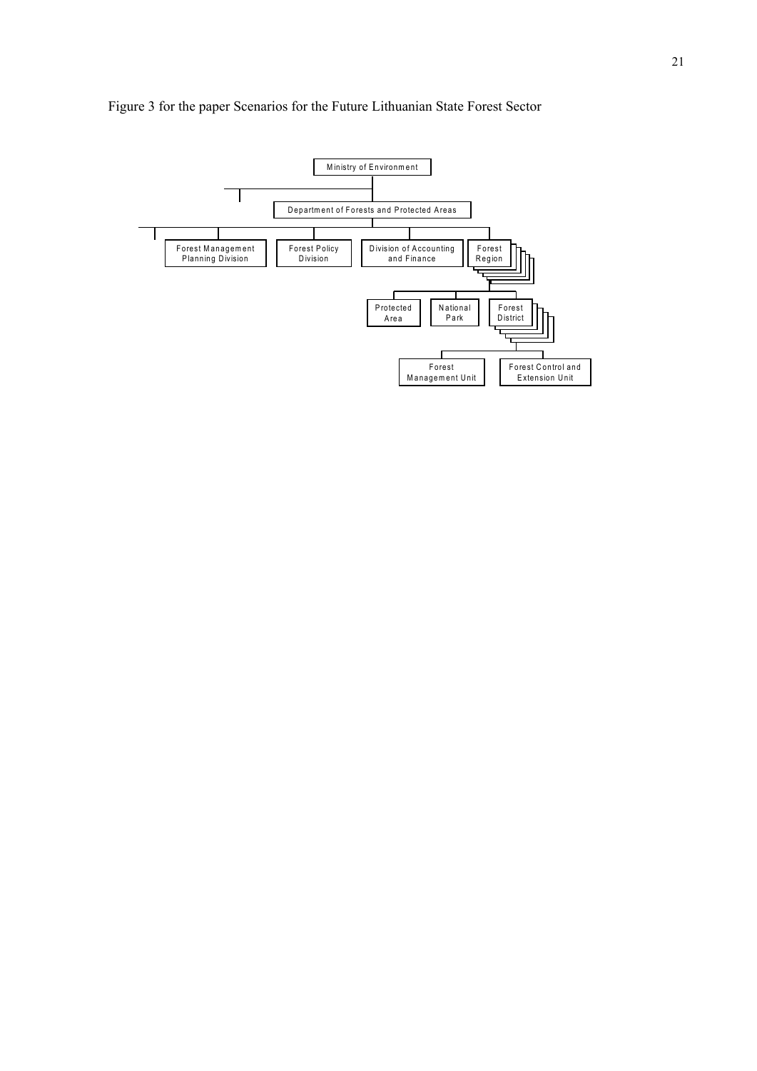Figure 3 for the paper Scenarios for the Future Lithuanian State Forest Sector

Ministry of Environment

Department of Forests and Protected Areas

Forest Management Planning Division

Forest Policy Division

Division of Accounting and Finance

Forest Region

Protected Area

National Park

Forest District

Forest Management Unit

Forest Control and Extension Unit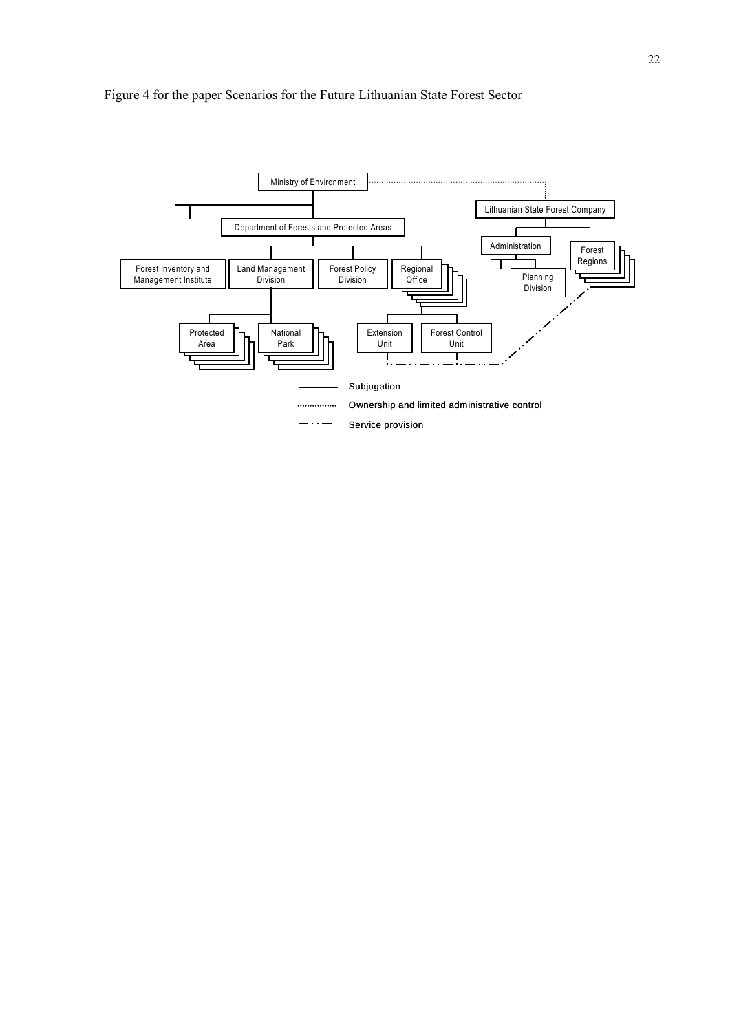Figure 4 for the paper Scenarios for the Future Lithuanian State Forest Sector

Ministry of Environment

Lithuanian State Forest Company

Department of Forests and Protected Areas

Administration

Forest Regions

Planning Division

Forest Inventory and Management Institute

Land Management Division

Forest Policy Division

Regional Office

Protected Area

National Park

Extension Unit

Forest Control Unit

Subjugation

Ownership and limited administrative control

Service provision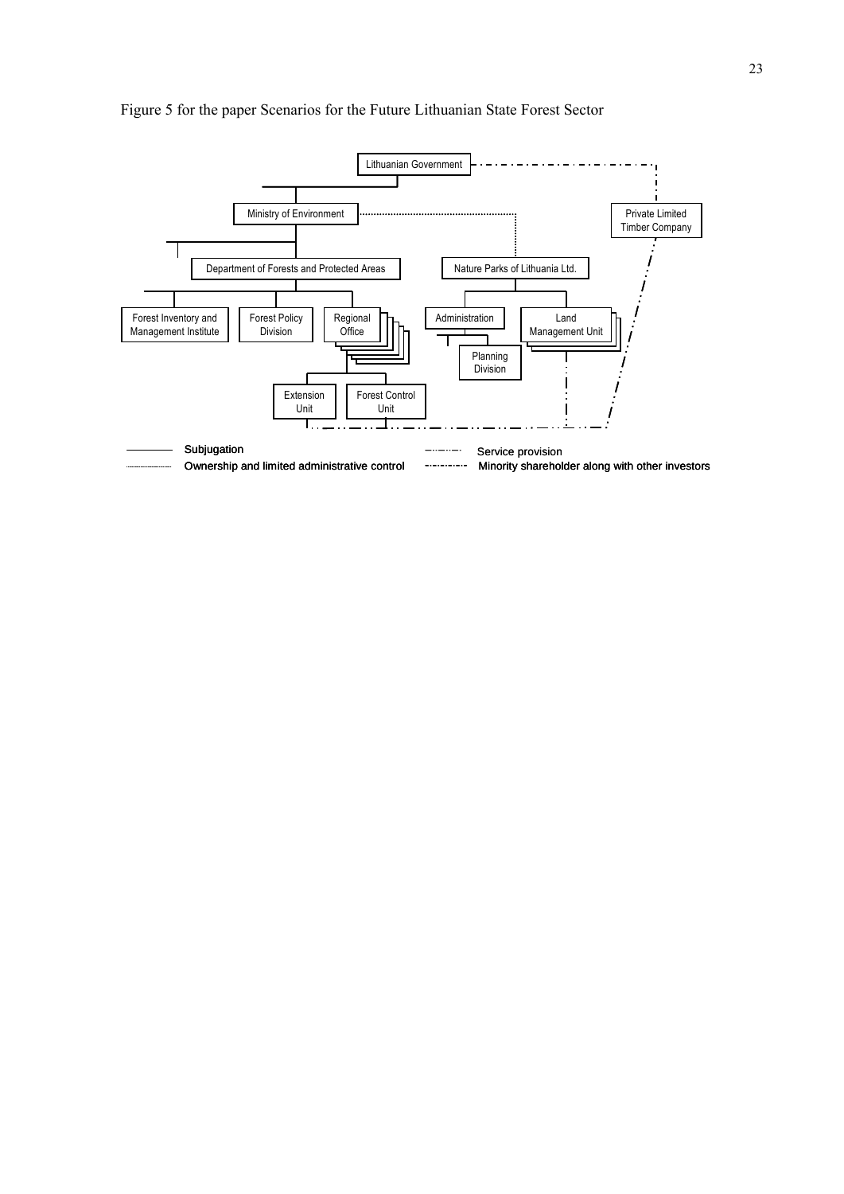Figure 5 for the paper Scenarios for the Future Lithuanian State Forest Sector

Lithuanian Government

Ministry of Environment

Private Limited Timber Company

Department of Forests and Protected Areas

Nature Parks of Lithuania Ltd.

Forest Inventory and Management Institute

Forest Policy Division

Regional Office

Administration

Land Management Unit

Planning Division

Extension Unit

Forest Control Unit

Subjugation

Ownership and limited administrative control

Service provision

Minority shareholder along with other investors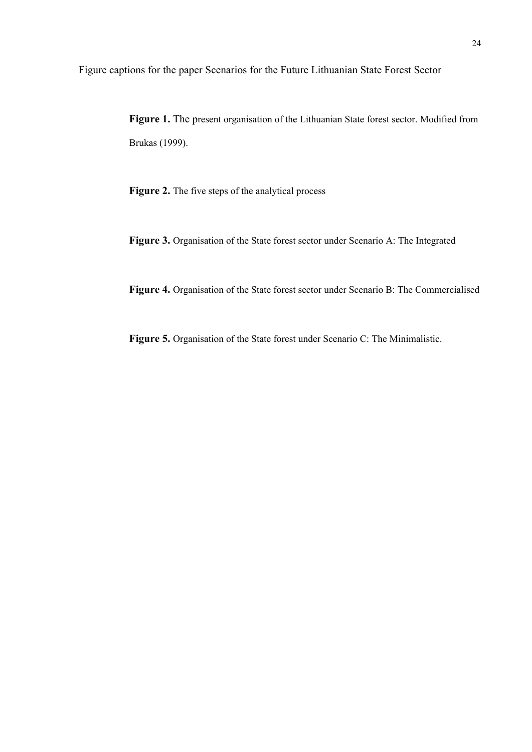Figure captions for the paper Scenarios for the Future Lithuanian State Forest Sector

**Figure 1.** The present organisation of the Lithuanian State forest sector. Modified from Brukas (1999).

**Figure 2.** The five steps of the analytical process

**Figure 3.** Organisation of the State forest sector under Scenario A: The Integrated

**Figure 4.** Organisation of the State forest sector under Scenario B: The Commercialised

**Figure 5.** Organisation of the State forest under Scenario C: The Minimalistic.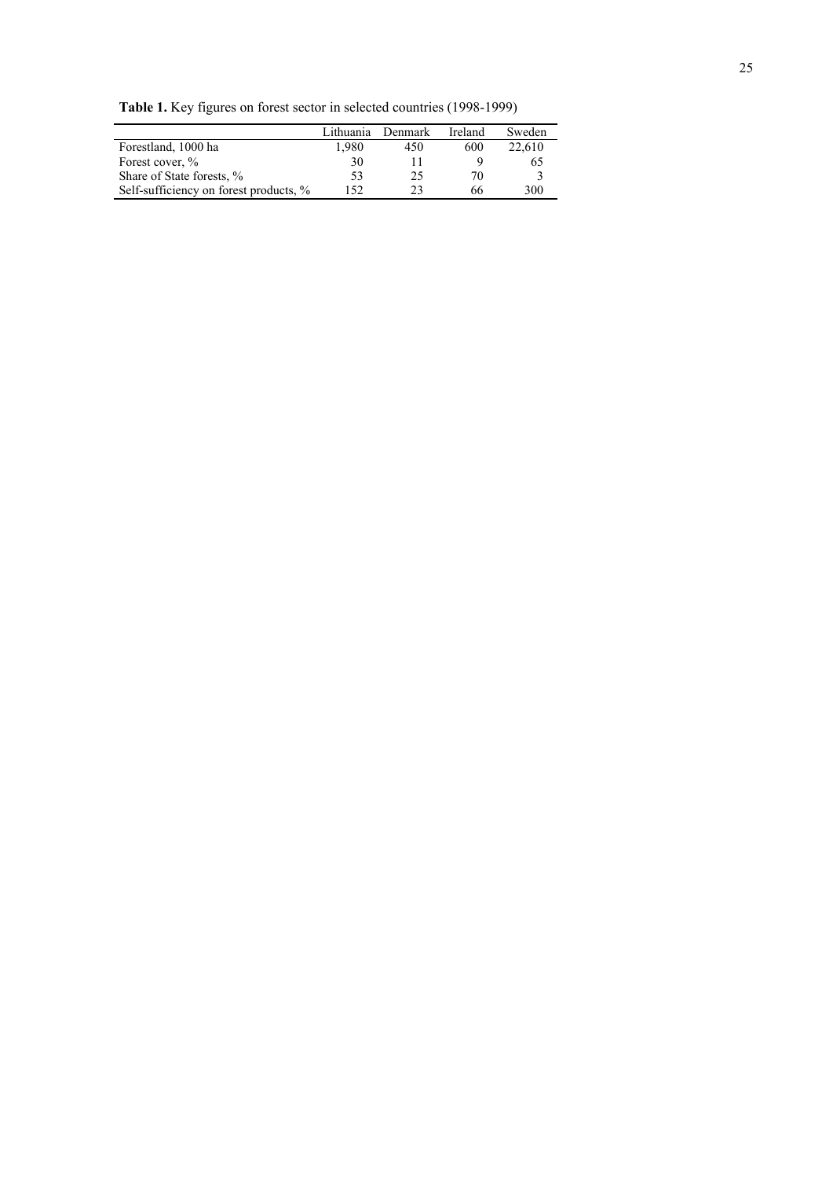**Table 1.** Key figures on forest sector in selected countries (1998-1999)

| | Lithuania | Denmark | Ireland | Sweden |
|---|---|---|---|---|
| Forestland, 1000 ha | 1,980 | 450 | 600 | 22,610 |
| Forest cover, % | 30 | 11 | 9 | 65 |
| Share of State forests, % | 53 | 25 | 70 | 3 |
| Self-sufficiency on forest products, % | 152 | 23 | 66 | 300 |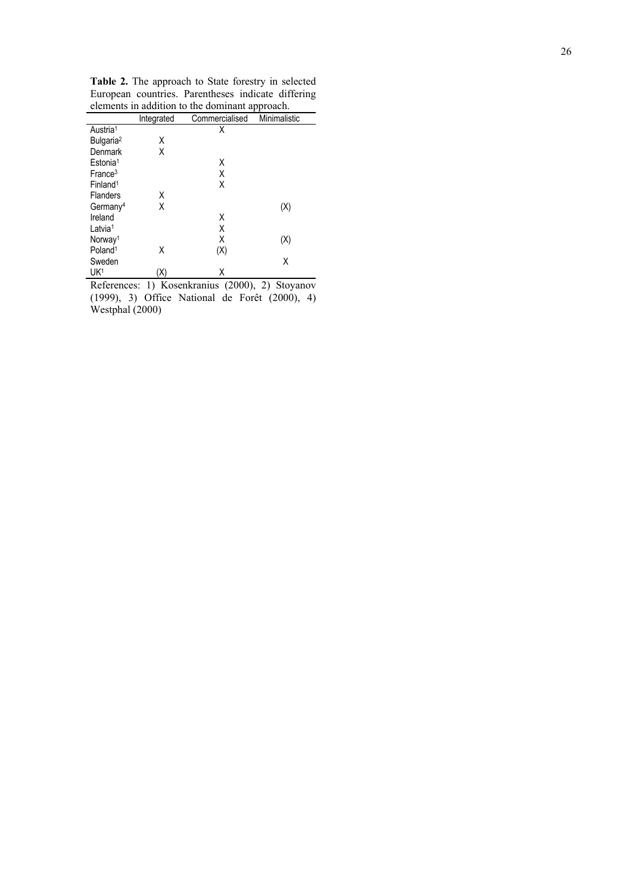**Table 2.** The approach to State forestry in selected European countries. Parentheses indicate differing elements in addition to the dominant approach.

| | Integrated | Commercialised | Minimalistic |
|---|---|---|---|
| Austria[1] | | X | |
| Bulgaria[2] | X | | |
| Denmark | X | | |
| Estonia[1] | | X | |
| France[3] | | X | |
| Finland[1] | | X | |
| Flanders | X | | |
| Germany[4] | X | | (X) |
| Ireland | | X | |
| Latvia[1] | | X | |
| Norway[1] | | X | (X) |
| Poland[1] | X | (X) | |
| Sweden | | | X |
| UK[1] | (X) | X | |

References: 1) Kosenkranius (2000), 2) Stoyanov (1999), 3) Office National de Forêt (2000), 4) Westphal (2000)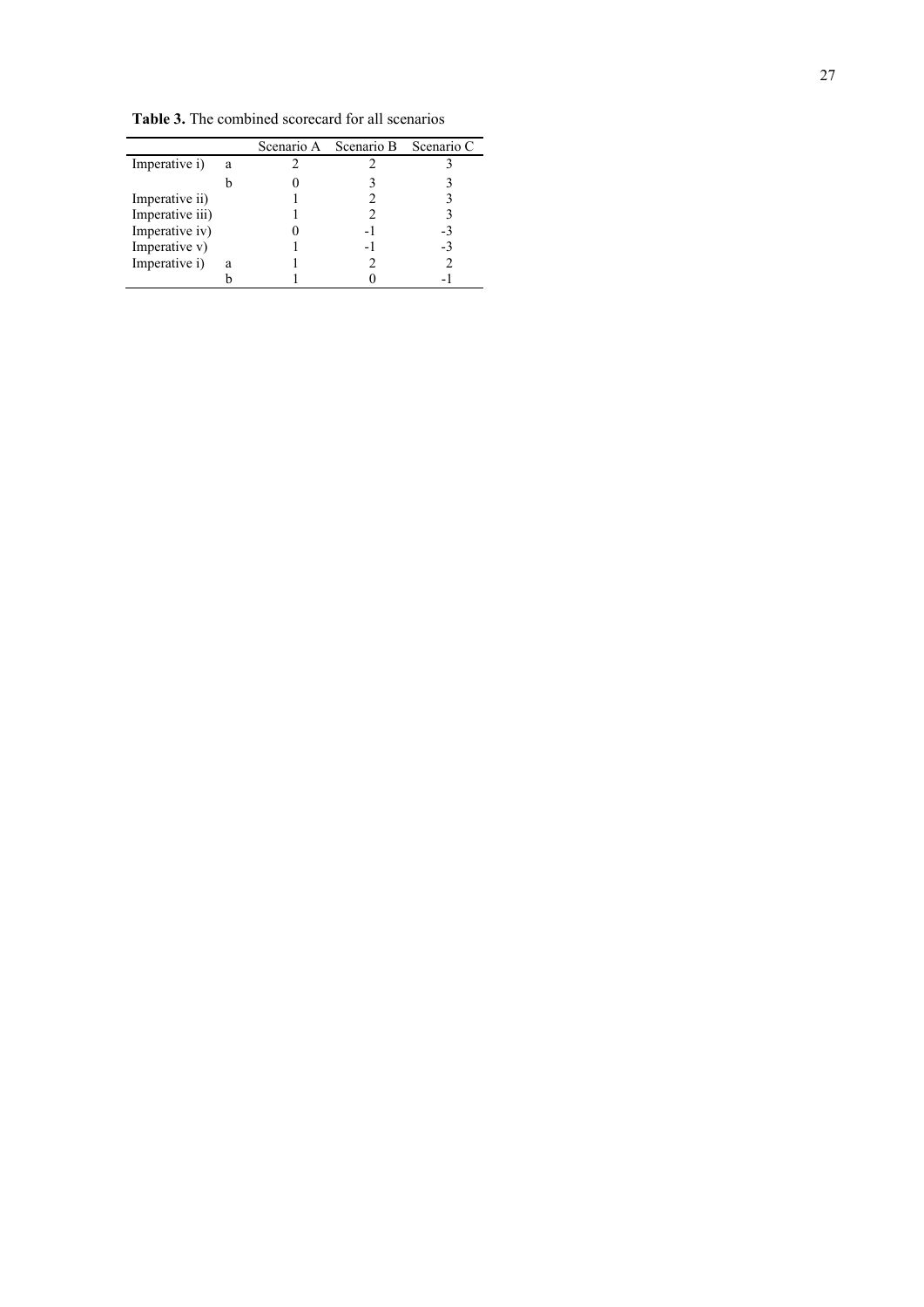**Table 3.** The combined scorecard for all scenarios

| | | Scenario A | Scenario B | Scenario C |
|---|---|---|---|---|
| Imperative i) | a | 2 | 2 | 3 |
| | b | 0 | 3 | 3 |
| Imperative ii) | | 1 | 2 | 3 |
| Imperative iii) | | 1 | 2 | 3 |
| Imperative iv) | | 0 | -1 | -3 |
| Imperative v) | | 1 | -1 | -3 |
| Imperative i) | a | 1 | 2 | 2 |
| | b | 1 | 0 | -1 |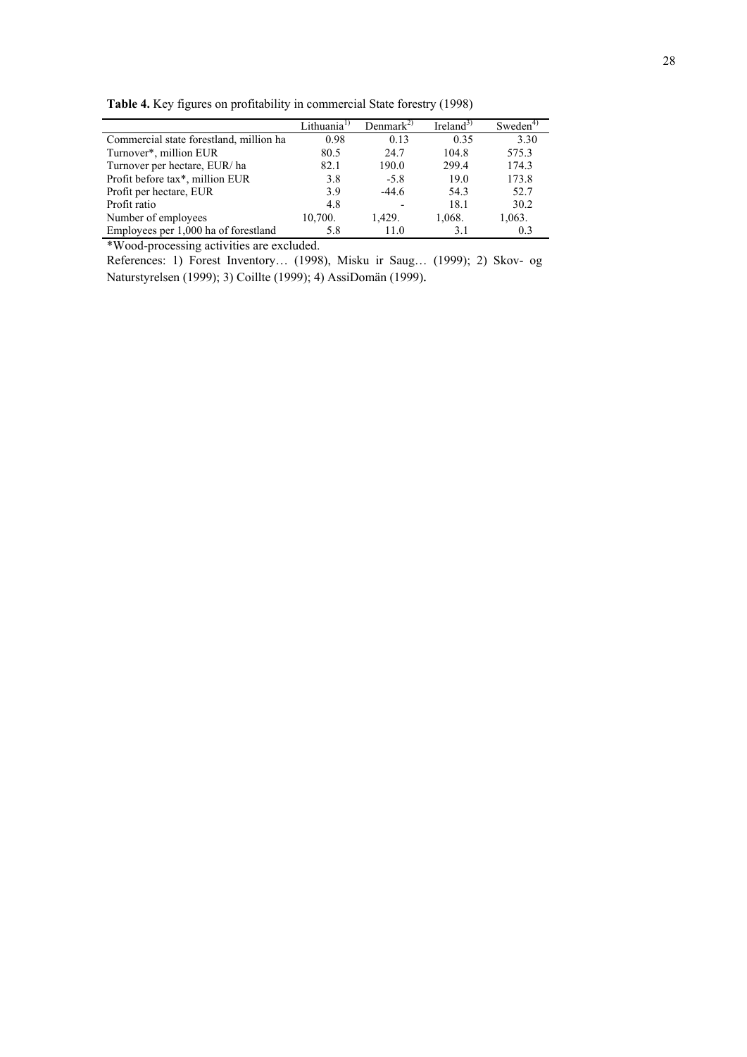**Table 4.** Key figures on profitability in commercial State forestry (1998)

| | Lithuania[1)] | Denmark[2)] | Ireland[3)] | Sweden[4)] |
|---|---|---|---|---|
| Commercial state forestland, million ha | 0.98 | 0.13 | 0.35 | 3.30 |
| Turnover*, million EUR | 80.5 | 24.7 | 104.8 | 575.3 |
| Turnover per hectare, EUR/ ha | 82.1 | 190.0 | 299.4 | 174.3 |
| Profit before tax*, million EUR | 3.8 | -5.8 | 19.0 | 173.8 |
| Profit per hectare, EUR | 3.9 | -44.6 | 54.3 | 52.7 |
| Profit ratio | 4.8 | - | 18.1 | 30.2 |
| Number of employees | 10,700. | 1,429. | 1,068. | 1,063. |
| Employees per 1,000 ha of forestland | 5.8 | 11.0 | 3.1 | 0.3 |

*Wood-processing activities are excluded.

References: 1) Forest Inventory… (1998), Misku ir Saug… (1999); 2) Skov- og Naturstyrelsen (1999); 3) Coillte (1999); 4) AssiDomän (1999).